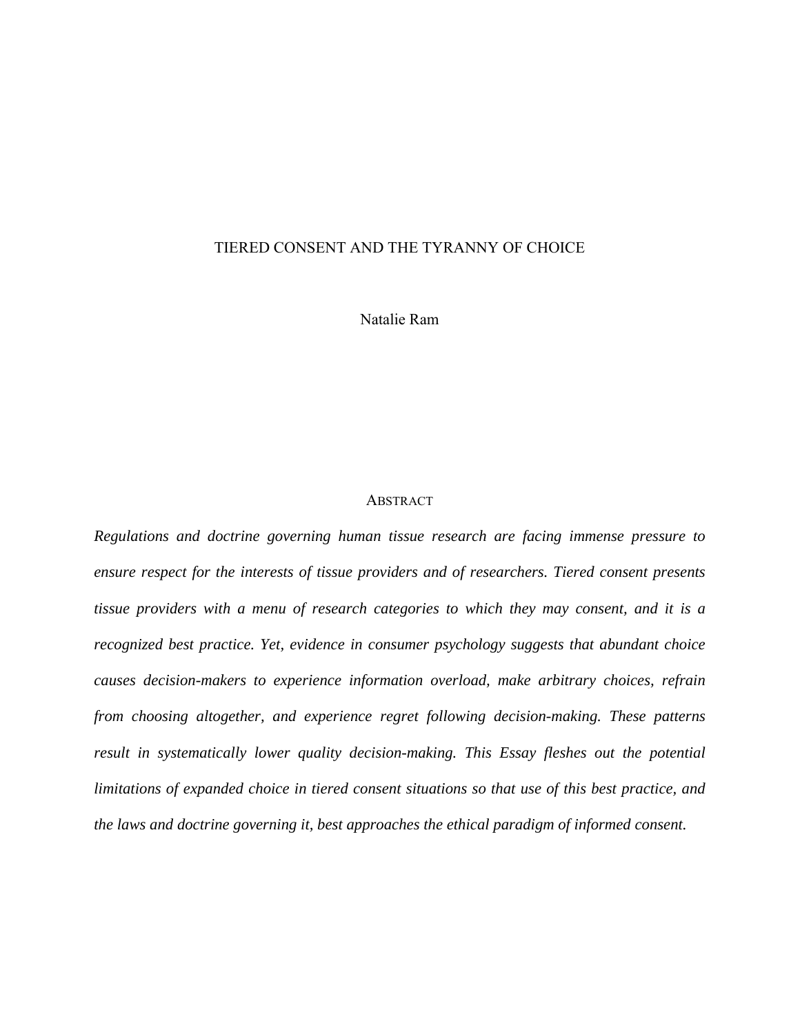# TIERED CONSENT AND THE TYRANNY OF CHOICE

Natalie Ram

## ABSTRACT

*Regulations and doctrine governing human tissue research are facing immense pressure to ensure respect for the interests of tissue providers and of researchers. Tiered consent presents tissue providers with a menu of research categories to which they may consent, and it is a recognized best practice. Yet, evidence in consumer psychology suggests that abundant choice causes decision-makers to experience information overload, make arbitrary choices, refrain from choosing altogether, and experience regret following decision-making. These patterns result in systematically lower quality decision-making. This Essay fleshes out the potential limitations of expanded choice in tiered consent situations so that use of this best practice, and the laws and doctrine governing it, best approaches the ethical paradigm of informed consent.*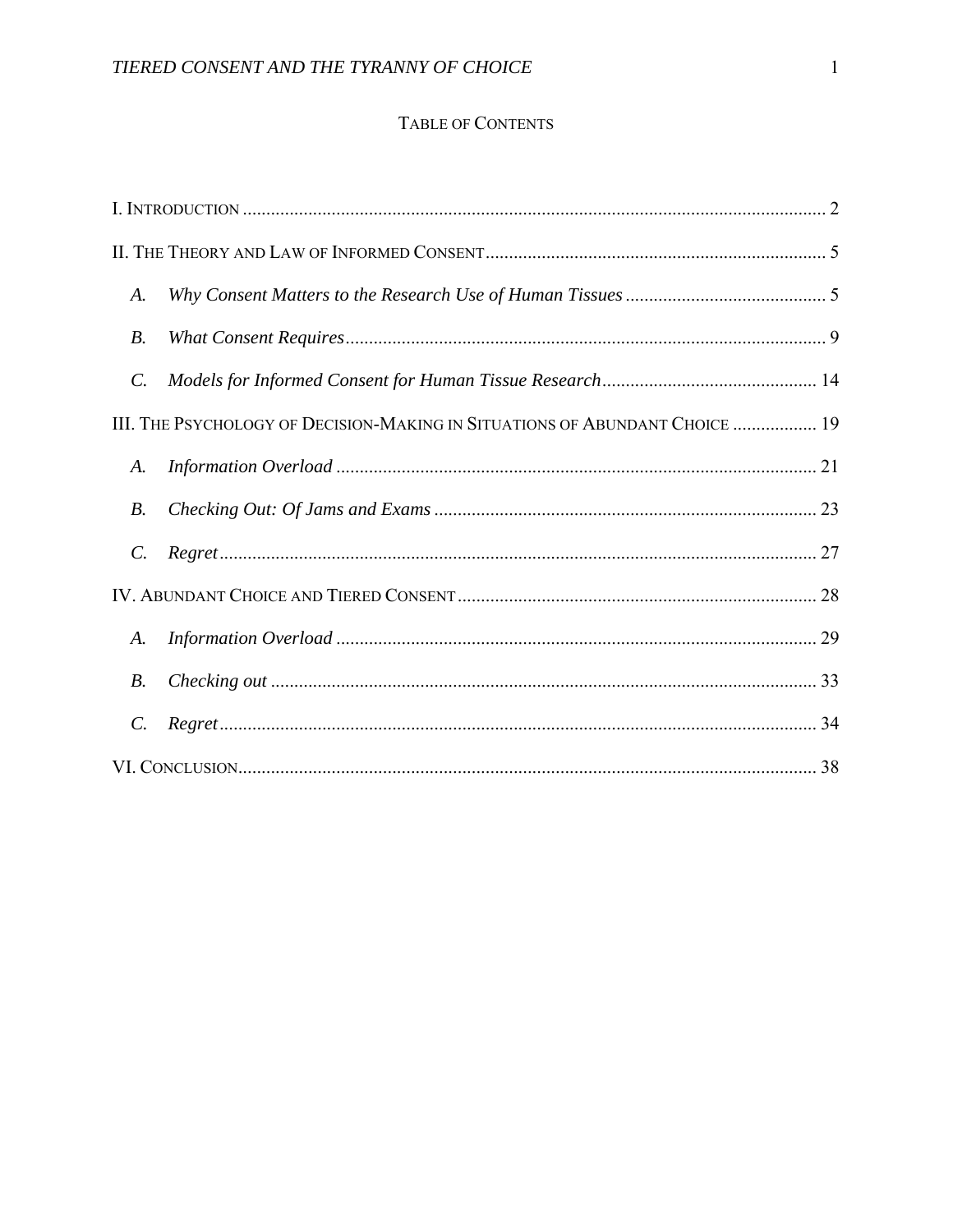# TABLE OF CONTENTS

I. INTRODUCTION ........................................................................................................................ 2

II. THE THEORY AND LAW OF INFORMED CONSENT ........................................................................ 5

- *A. Why Consent Matters to the Research Use of Human Tissues* .......................................... 5
- *B. What Consent Requires* ....................................................................................................... 9
- *C. Models for Informed Consent for Human Tissue Research* ............................................. 14

III. THE PSYCHOLOGY OF DECISION-MAKING IN SITUATIONS OF ABUNDANT CHOICE .................. 19

- *A. Information Overload* ....................................................................................................... 21
- *B. Checking Out: Of Jams and Exams* .................................................................................. 23
- *C. Regret* ................................................................................................................................ 27

IV. ABUNDANT CHOICE AND TIERED CONSENT ............................................................................ 28

- *A. Information Overload* ....................................................................................................... 29
- *B. Checking out* ..................................................................................................................... 33
- *C. Regret* ................................................................................................................................ 34

VI. CONCLUSION ............................................................................................................................ 38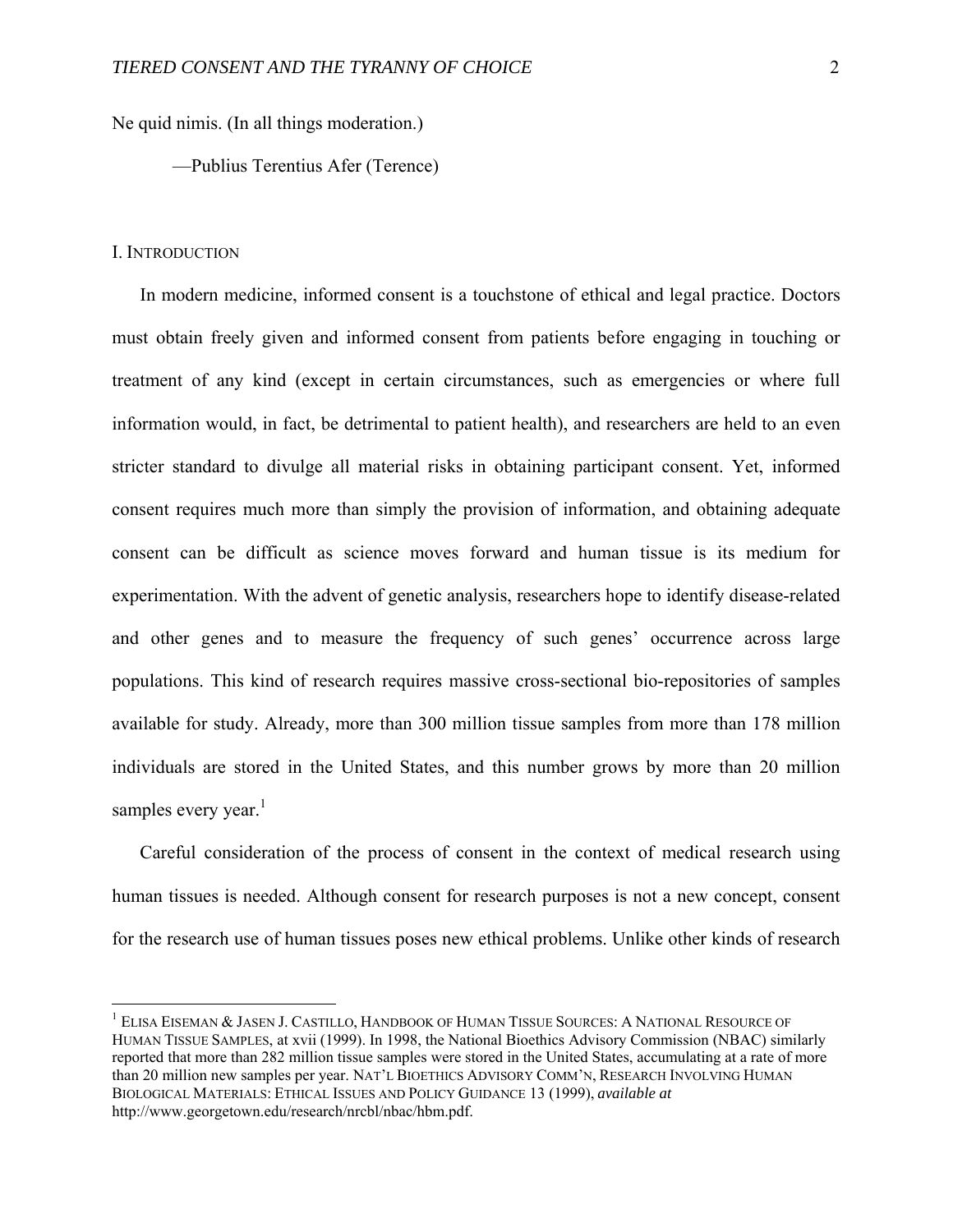Ne quid nimis. (In all things moderation.)

—Publius Terentius Afer (Terence)

## I. Introduction

In modern medicine, informed consent is a touchstone of ethical and legal practice. Doctors must obtain freely given and informed consent from patients before engaging in touching or treatment of any kind (except in certain circumstances, such as emergencies or where full information would, in fact, be detrimental to patient health), and researchers are held to an even stricter standard to divulge all material risks in obtaining participant consent. Yet, informed consent requires much more than simply the provision of information, and obtaining adequate consent can be difficult as science moves forward and human tissue is its medium for experimentation. With the advent of genetic analysis, researchers hope to identify disease-related and other genes and to measure the frequency of such genes' occurrence across large populations. This kind of research requires massive cross-sectional bio-repositories of samples available for study. Already, more than 300 million tissue samples from more than 178 million individuals are stored in the United States, and this number grows by more than 20 million samples every year.[1]

Careful consideration of the process of consent in the context of medical research using human tissues is needed. Although consent for research purposes is not a new concept, consent for the research use of human tissues poses new ethical problems. Unlike other kinds of research

---

[1] Elisa Eiseman & Jasen J. Castillo, Handbook of Human Tissue Sources: A National Resource of Human Tissue Samples, at xvii (1999). In 1998, the National Bioethics Advisory Commission (NBAC) similarly reported that more than 282 million tissue samples were stored in the United States, accumulating at a rate of more than 20 million new samples per year. Nat'l Bioethics Advisory Comm'n, Research Involving Human Biological Materials: Ethical Issues and Policy Guidance 13 (1999), *available at* http://www.georgetown.edu/research/nrcbl/nbac/hbm.pdf.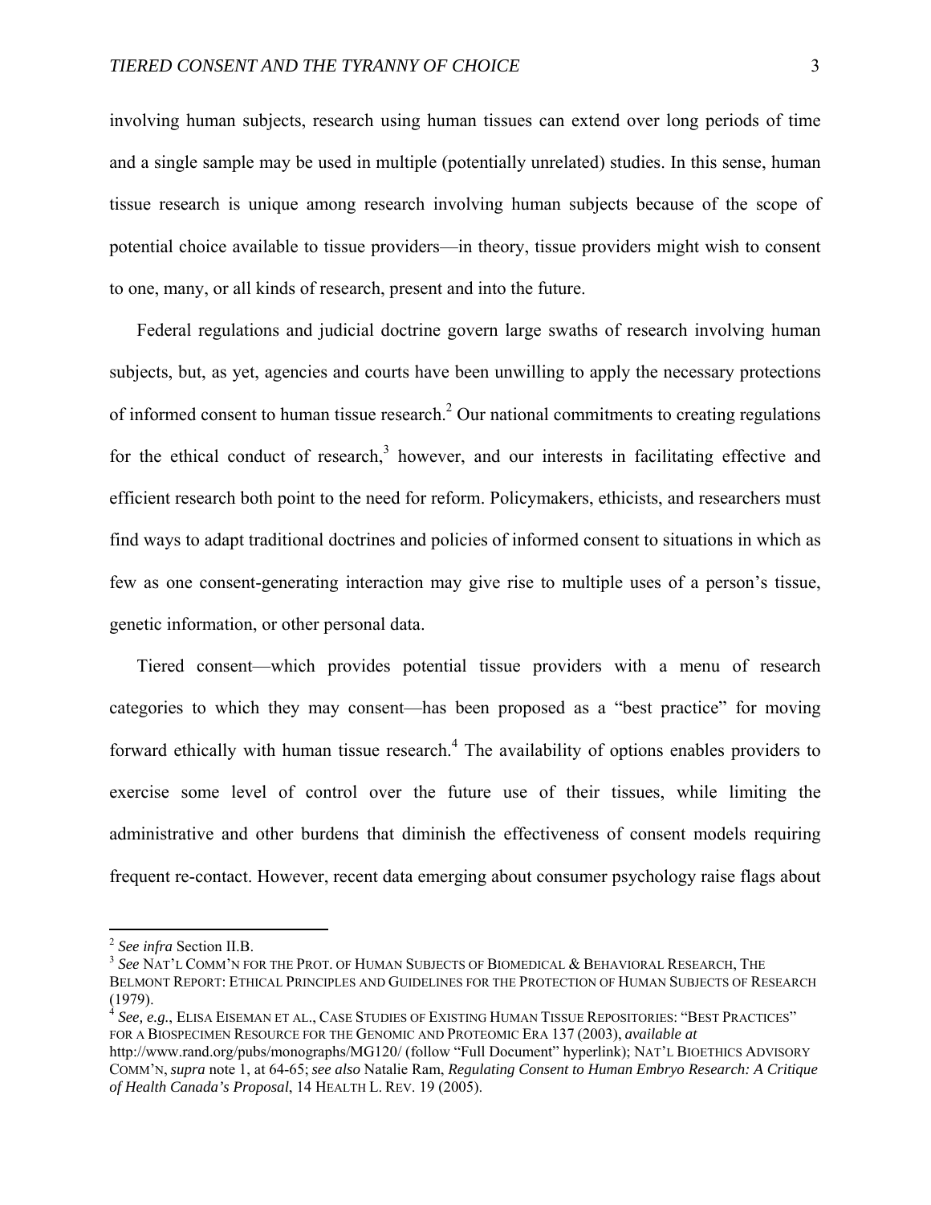involving human subjects, research using human tissues can extend over long periods of time and a single sample may be used in multiple (potentially unrelated) studies. In this sense, human tissue research is unique among research involving human subjects because of the scope of potential choice available to tissue providers—in theory, tissue providers might wish to consent to one, many, or all kinds of research, present and into the future.

Federal regulations and judicial doctrine govern large swaths of research involving human subjects, but, as yet, agencies and courts have been unwilling to apply the necessary protections of informed consent to human tissue research.[2] Our national commitments to creating regulations for the ethical conduct of research,[3] however, and our interests in facilitating effective and efficient research both point to the need for reform. Policymakers, ethicists, and researchers must find ways to adapt traditional doctrines and policies of informed consent to situations in which as few as one consent-generating interaction may give rise to multiple uses of a person's tissue, genetic information, or other personal data.

Tiered consent—which provides potential tissue providers with a menu of research categories to which they may consent—has been proposed as a "best practice" for moving forward ethically with human tissue research.[4] The availability of options enables providers to exercise some level of control over the future use of their tissues, while limiting the administrative and other burdens that diminish the effectiveness of consent models requiring frequent re-contact. However, recent data emerging about consumer psychology raise flags about

---

[2] *See infra* Section II.B.

[3] *See* NAT'L COMM'N FOR THE PROT. OF HUMAN SUBJECTS OF BIOMEDICAL & BEHAVIORAL RESEARCH, THE BELMONT REPORT: ETHICAL PRINCIPLES AND GUIDELINES FOR THE PROTECTION OF HUMAN SUBJECTS OF RESEARCH (1979).

[4] *See, e.g.*, ELISA EISEMAN ET AL., CASE STUDIES OF EXISTING HUMAN TISSUE REPOSITORIES: "BEST PRACTICES" FOR A BIOSPECIMEN RESOURCE FOR THE GENOMIC AND PROTEOMIC ERA 137 (2003), *available at* http://www.rand.org/pubs/monographs/MG120/ (follow "Full Document" hyperlink); NAT'L BIOETHICS ADVISORY COMM'N, *supra* note 1, at 64-65; *see also* Natalie Ram, *Regulating Consent to Human Embryo Research: A Critique of Health Canada's Proposal*, 14 HEALTH L. REV. 19 (2005).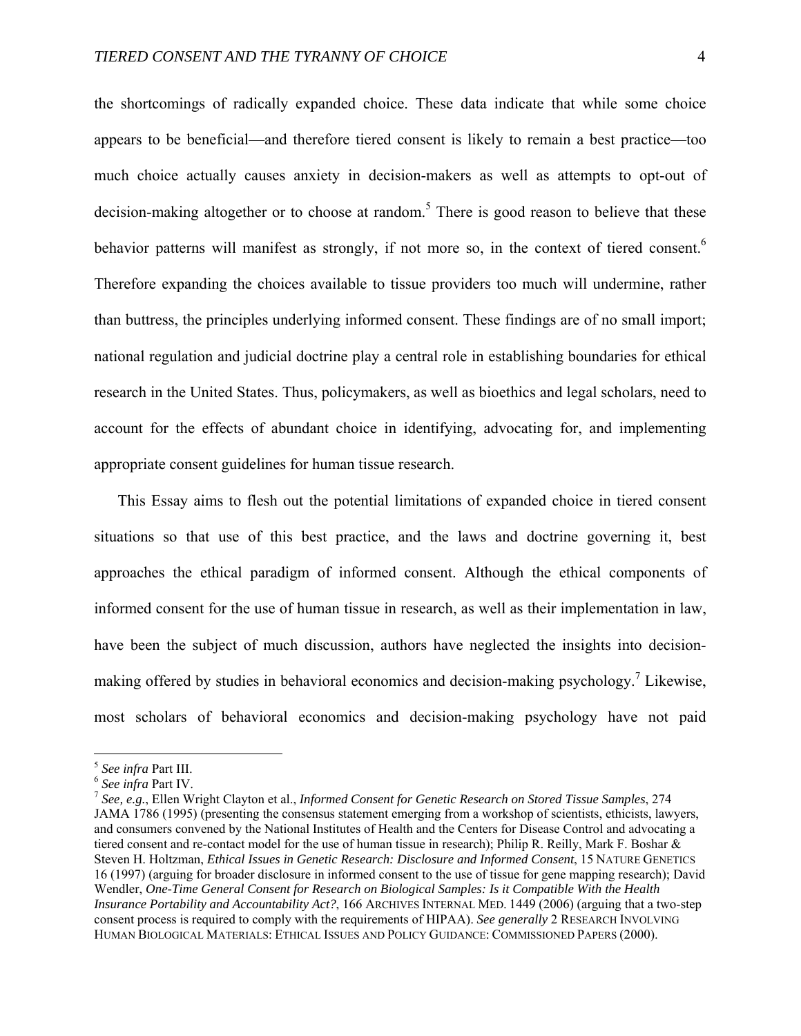the shortcomings of radically expanded choice. These data indicate that while some choice appears to be beneficial—and therefore tiered consent is likely to remain a best practice—too much choice actually causes anxiety in decision-makers as well as attempts to opt-out of decision-making altogether or to choose at random.[5] There is good reason to believe that these behavior patterns will manifest as strongly, if not more so, in the context of tiered consent.[6] Therefore expanding the choices available to tissue providers too much will undermine, rather than buttress, the principles underlying informed consent. These findings are of no small import; national regulation and judicial doctrine play a central role in establishing boundaries for ethical research in the United States. Thus, policymakers, as well as bioethics and legal scholars, need to account for the effects of abundant choice in identifying, advocating for, and implementing appropriate consent guidelines for human tissue research.

This Essay aims to flesh out the potential limitations of expanded choice in tiered consent situations so that use of this best practice, and the laws and doctrine governing it, best approaches the ethical paradigm of informed consent. Although the ethical components of informed consent for the use of human tissue in research, as well as their implementation in law, have been the subject of much discussion, authors have neglected the insights into decision-making offered by studies in behavioral economics and decision-making psychology.[7] Likewise, most scholars of behavioral economics and decision-making psychology have not paid

---

[5] *See infra* Part III.

[6] *See infra* Part IV.

[7] *See, e.g.*, Ellen Wright Clayton et al., *Informed Consent for Genetic Research on Stored Tissue Samples*, 274 JAMA 1786 (1995) (presenting the consensus statement emerging from a workshop of scientists, ethicists, lawyers, and consumers convened by the National Institutes of Health and the Centers for Disease Control and advocating a tiered consent and re-contact model for the use of human tissue in research); Philip R. Reilly, Mark F. Boshar & Steven H. Holtzman, *Ethical Issues in Genetic Research: Disclosure and Informed Consent*, 15 NATURE GENETICS 16 (1997) (arguing for broader disclosure in informed consent to the use of tissue for gene mapping research); David Wendler, *One-Time General Consent for Research on Biological Samples: Is it Compatible With the Health Insurance Portability and Accountability Act?*, 166 ARCHIVES INTERNAL MED. 1449 (2006) (arguing that a two-step consent process is required to comply with the requirements of HIPAA). *See generally* 2 RESEARCH INVOLVING HUMAN BIOLOGICAL MATERIALS: ETHICAL ISSUES AND POLICY GUIDANCE: COMMISSIONED PAPERS (2000).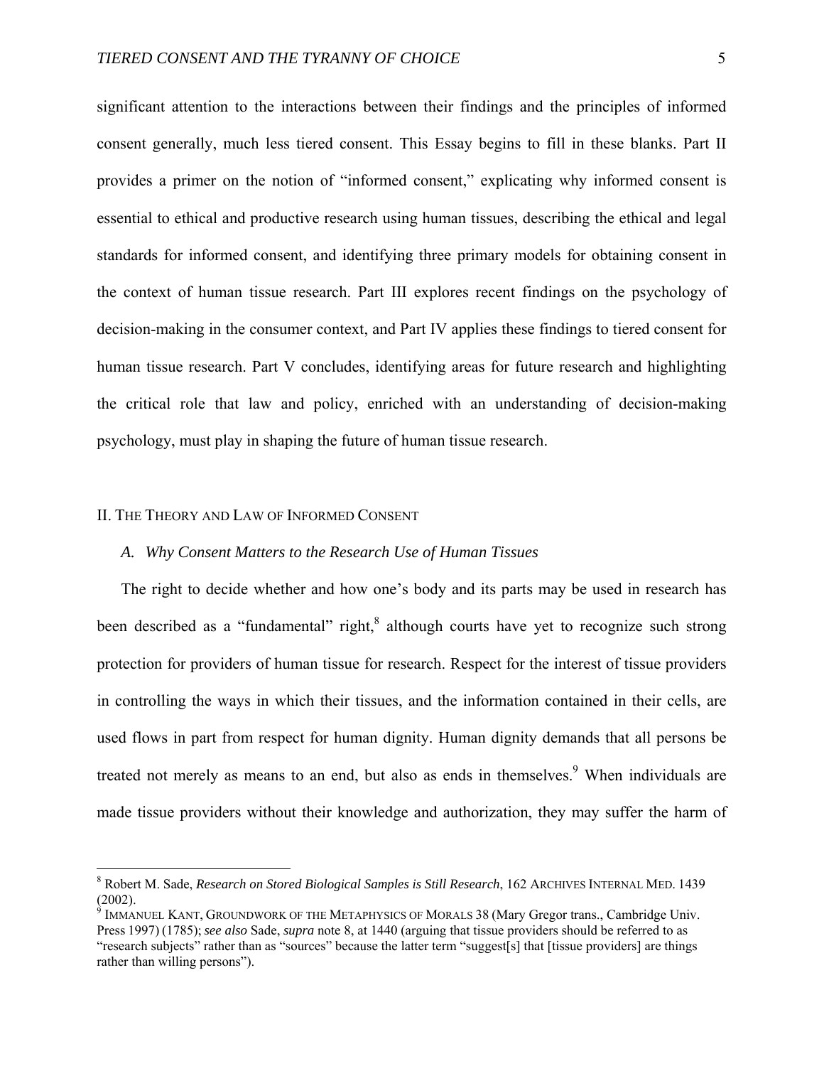significant attention to the interactions between their findings and the principles of informed consent generally, much less tiered consent. This Essay begins to fill in these blanks. Part II provides a primer on the notion of "informed consent," explicating why informed consent is essential to ethical and productive research using human tissues, describing the ethical and legal standards for informed consent, and identifying three primary models for obtaining consent in the context of human tissue research. Part III explores recent findings on the psychology of decision-making in the consumer context, and Part IV applies these findings to tiered consent for human tissue research. Part V concludes, identifying areas for future research and highlighting the critical role that law and policy, enriched with an understanding of decision-making psychology, must play in shaping the future of human tissue research.

## II. THE THEORY AND LAW OF INFORMED CONSENT

### *A. Why Consent Matters to the Research Use of Human Tissues*

The right to decide whether and how one's body and its parts may be used in research has been described as a "fundamental" right,[8] although courts have yet to recognize such strong protection for providers of human tissue for research. Respect for the interest of tissue providers in controlling the ways in which their tissues, and the information contained in their cells, are used flows in part from respect for human dignity. Human dignity demands that all persons be treated not merely as means to an end, but also as ends in themselves.[9] When individuals are made tissue providers without their knowledge and authorization, they may suffer the harm of

---

[8] Robert M. Sade, *Research on Stored Biological Samples is Still Research*, 162 ARCHIVES INTERNAL MED. 1439 (2002).

[9] IMMANUEL KANT, GROUNDWORK OF THE METAPHYSICS OF MORALS 38 (Mary Gregor trans., Cambridge Univ. Press 1997) (1785); *see also* Sade, *supra* note 8, at 1440 (arguing that tissue providers should be referred to as "research subjects" rather than as "sources" because the latter term "suggest[s] that [tissue providers] are things rather than willing persons").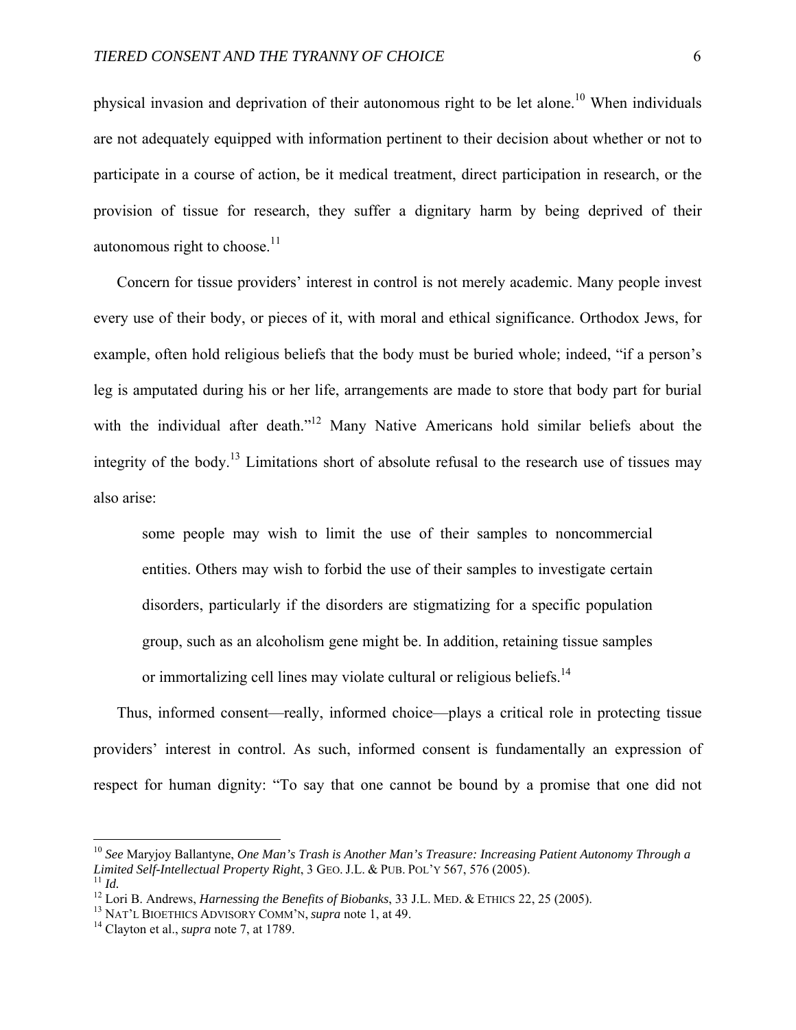physical invasion and deprivation of their autonomous right to be let alone.[10] When individuals are not adequately equipped with information pertinent to their decision about whether or not to participate in a course of action, be it medical treatment, direct participation in research, or the provision of tissue for research, they suffer a dignitary harm by being deprived of their autonomous right to choose.[11]

Concern for tissue providers' interest in control is not merely academic. Many people invest every use of their body, or pieces of it, with moral and ethical significance. Orthodox Jews, for example, often hold religious beliefs that the body must be buried whole; indeed, "if a person's leg is amputated during his or her life, arrangements are made to store that body part for burial with the individual after death."[12] Many Native Americans hold similar beliefs about the integrity of the body.[13] Limitations short of absolute refusal to the research use of tissues may also arise:

> some people may wish to limit the use of their samples to noncommercial entities. Others may wish to forbid the use of their samples to investigate certain disorders, particularly if the disorders are stigmatizing for a specific population group, such as an alcoholism gene might be. In addition, retaining tissue samples or immortalizing cell lines may violate cultural or religious beliefs.[14]

Thus, informed consent—really, informed choice—plays a critical role in protecting tissue providers' interest in control. As such, informed consent is fundamentally an expression of respect for human dignity: "To say that one cannot be bound by a promise that one did not

---

[10] *See* Maryjoy Ballantyne, *One Man's Trash is Another Man's Treasure: Increasing Patient Autonomy Through a Limited Self-Intellectual Property Right*, 3 GEO. J.L. & PUB. POL'Y 567, 576 (2005).

[11] *Id.*

[12] Lori B. Andrews, *Harnessing the Benefits of Biobanks*, 33 J.L. MED. & ETHICS 22, 25 (2005).

[13] NAT'L BIOETHICS ADVISORY COMM'N, *supra* note 1, at 49.

[14] Clayton et al., *supra* note 7, at 1789.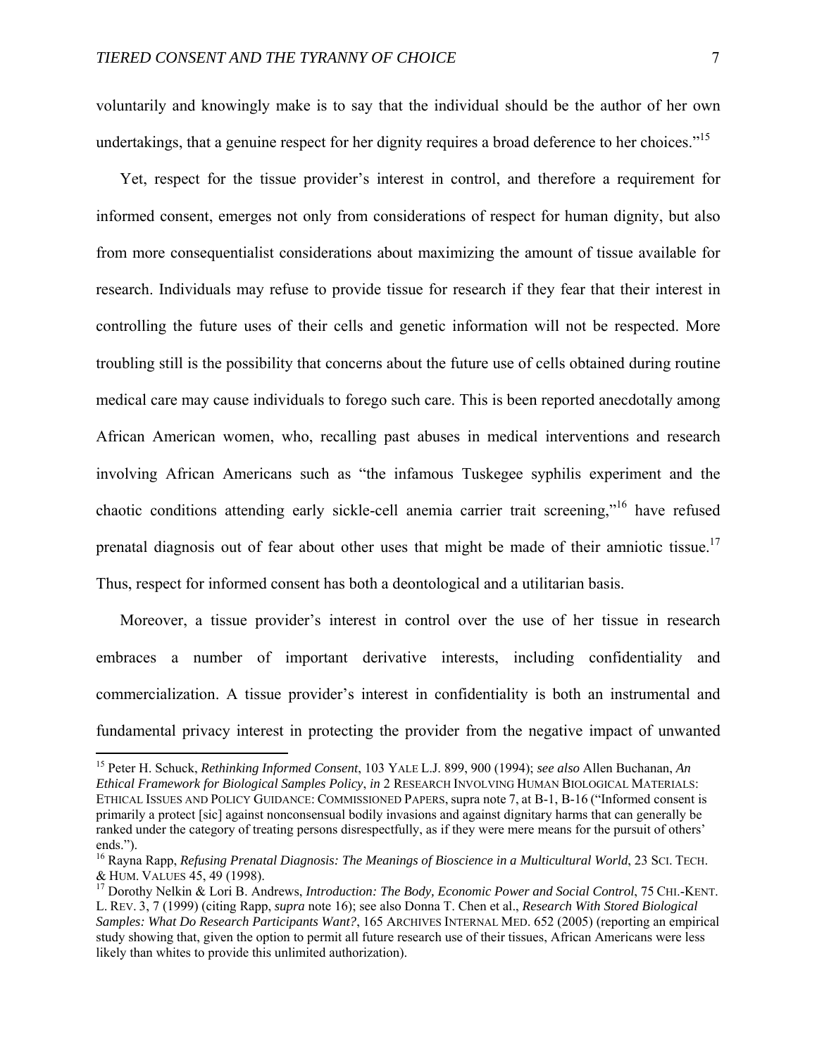voluntarily and knowingly make is to say that the individual should be the author of her own undertakings, that a genuine respect for her dignity requires a broad deference to her choices."[15]

Yet, respect for the tissue provider's interest in control, and therefore a requirement for informed consent, emerges not only from considerations of respect for human dignity, but also from more consequentialist considerations about maximizing the amount of tissue available for research. Individuals may refuse to provide tissue for research if they fear that their interest in controlling the future uses of their cells and genetic information will not be respected. More troubling still is the possibility that concerns about the future use of cells obtained during routine medical care may cause individuals to forego such care. This is been reported anecdotally among African American women, who, recalling past abuses in medical interventions and research involving African Americans such as "the infamous Tuskegee syphilis experiment and the chaotic conditions attending early sickle-cell anemia carrier trait screening,"[16] have refused prenatal diagnosis out of fear about other uses that might be made of their amniotic tissue.[17] Thus, respect for informed consent has both a deontological and a utilitarian basis.

Moreover, a tissue provider's interest in control over the use of her tissue in research embraces a number of important derivative interests, including confidentiality and commercialization. A tissue provider's interest in confidentiality is both an instrumental and fundamental privacy interest in protecting the provider from the negative impact of unwanted

---

[15] Peter H. Schuck, *Rethinking Informed Consent*, 103 YALE L.J. 899, 900 (1994); *see also* Allen Buchanan, *An Ethical Framework for Biological Samples Policy*, *in* 2 RESEARCH INVOLVING HUMAN BIOLOGICAL MATERIALS: ETHICAL ISSUES AND POLICY GUIDANCE: COMMISSIONED PAPERS, supra note 7, at B-1, B-16 ("Informed consent is primarily a protect [sic] against nonconsensual bodily invasions and against dignitary harms that can generally be ranked under the category of treating persons disrespectfully, as if they were mere means for the pursuit of others' ends.").

[16] Rayna Rapp, *Refusing Prenatal Diagnosis: The Meanings of Bioscience in a Multicultural World*, 23 SCI. TECH. & HUM. VALUES 45, 49 (1998).

[17] Dorothy Nelkin & Lori B. Andrews, *Introduction: The Body, Economic Power and Social Control*, 75 CHI.-KENT. L. REV. 3, 7 (1999) (citing Rapp, *supra* note 16); see also Donna T. Chen et al., *Research With Stored Biological Samples: What Do Research Participants Want?*, 165 ARCHIVES INTERNAL MED. 652 (2005) (reporting an empirical study showing that, given the option to permit all future research use of their tissues, African Americans were less likely than whites to provide this unlimited authorization).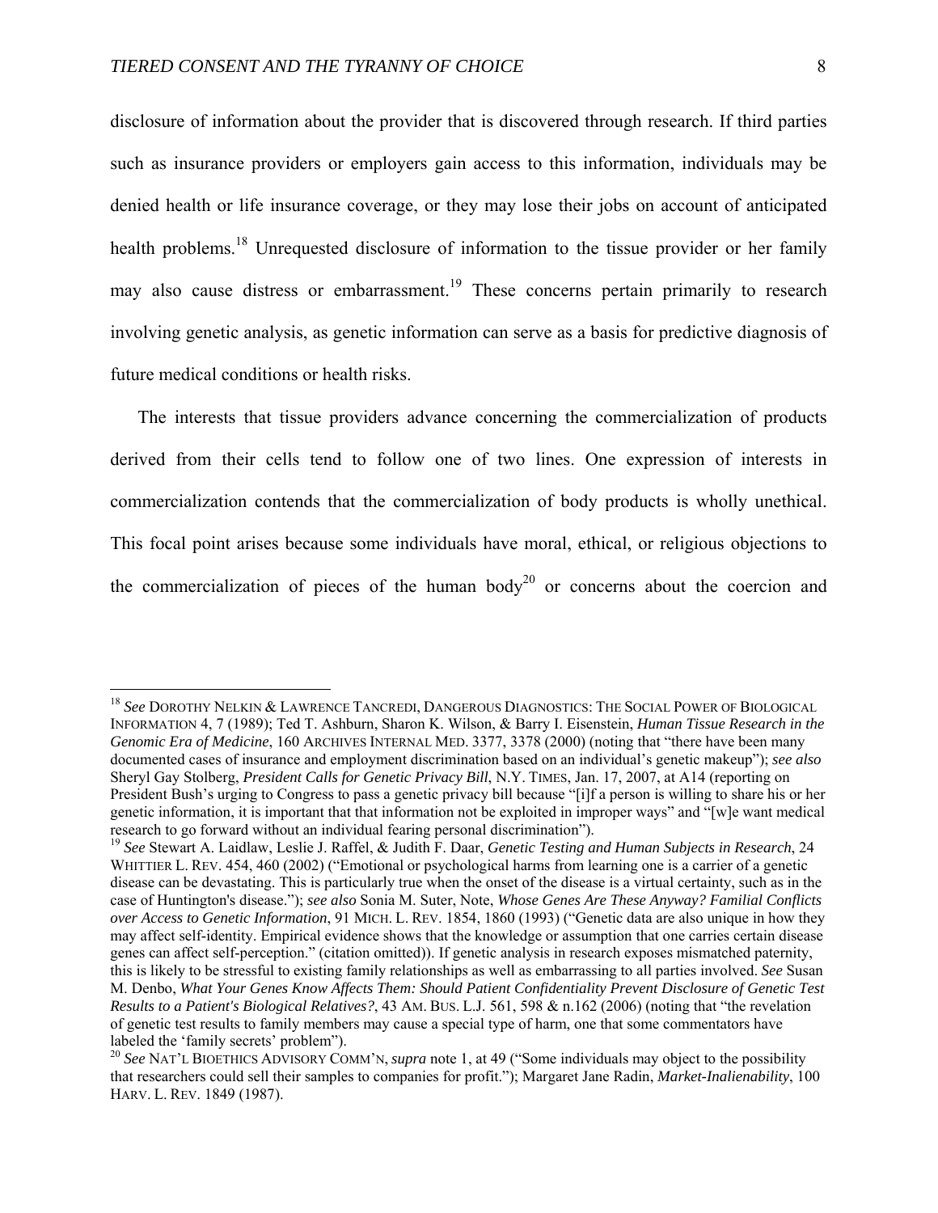disclosure of information about the provider that is discovered through research. If third parties such as insurance providers or employers gain access to this information, individuals may be denied health or life insurance coverage, or they may lose their jobs on account of anticipated health problems.[18] Unrequested disclosure of information to the tissue provider or her family may also cause distress or embarrassment.[19] These concerns pertain primarily to research involving genetic analysis, as genetic information can serve as a basis for predictive diagnosis of future medical conditions or health risks.

The interests that tissue providers advance concerning the commercialization of products derived from their cells tend to follow one of two lines. One expression of interests in commercialization contends that the commercialization of body products is wholly unethical. This focal point arises because some individuals have moral, ethical, or religious objections to the commercialization of pieces of the human body[20] or concerns about the coercion and

---

[18] *See* DOROTHY NELKIN & LAWRENCE TANCREDI, DANGEROUS DIAGNOSTICS: THE SOCIAL POWER OF BIOLOGICAL INFORMATION 4, 7 (1989); Ted T. Ashburn, Sharon K. Wilson, & Barry I. Eisenstein, *Human Tissue Research in the Genomic Era of Medicine*, 160 ARCHIVES INTERNAL MED. 3377, 3378 (2000) (noting that "there have been many documented cases of insurance and employment discrimination based on an individual's genetic makeup"); *see also* Sheryl Gay Stolberg, *President Calls for Genetic Privacy Bill*, N.Y. TIMES, Jan. 17, 2007, at A14 (reporting on President Bush's urging to Congress to pass a genetic privacy bill because "[i]f a person is willing to share his or her genetic information, it is important that that information not be exploited in improper ways" and "[w]e want medical research to go forward without an individual fearing personal discrimination").

[19] *See* Stewart A. Laidlaw, Leslie J. Raffel, & Judith F. Daar, *Genetic Testing and Human Subjects in Research*, 24 WHITTIER L. REV. 454, 460 (2002) ("Emotional or psychological harms from learning one is a carrier of a genetic disease can be devastating. This is particularly true when the onset of the disease is a virtual certainty, such as in the case of Huntington's disease."); *see also* Sonia M. Suter, Note, *Whose Genes Are These Anyway? Familial Conflicts over Access to Genetic Information*, 91 MICH. L. REV. 1854, 1860 (1993) ("Genetic data are also unique in how they may affect self-identity. Empirical evidence shows that the knowledge or assumption that one carries certain disease genes can affect self-perception." (citation omitted)). If genetic analysis in research exposes mismatched paternity, this is likely to be stressful to existing family relationships as well as embarrassing to all parties involved. *See* Susan M. Denbo, *What Your Genes Know Affects Them: Should Patient Confidentiality Prevent Disclosure of Genetic Test Results to a Patient's Biological Relatives?*, 43 AM. BUS. L.J. 561, 598 & n.162 (2006) (noting that "the revelation of genetic test results to family members may cause a special type of harm, one that some commentators have labeled the 'family secrets' problem").

[20] *See* NAT'L BIOETHICS ADVISORY COMM'N, *supra* note 1, at 49 ("Some individuals may object to the possibility that researchers could sell their samples to companies for profit."); Margaret Jane Radin, *Market-Inalienability*, 100 HARV. L. REV. 1849 (1987).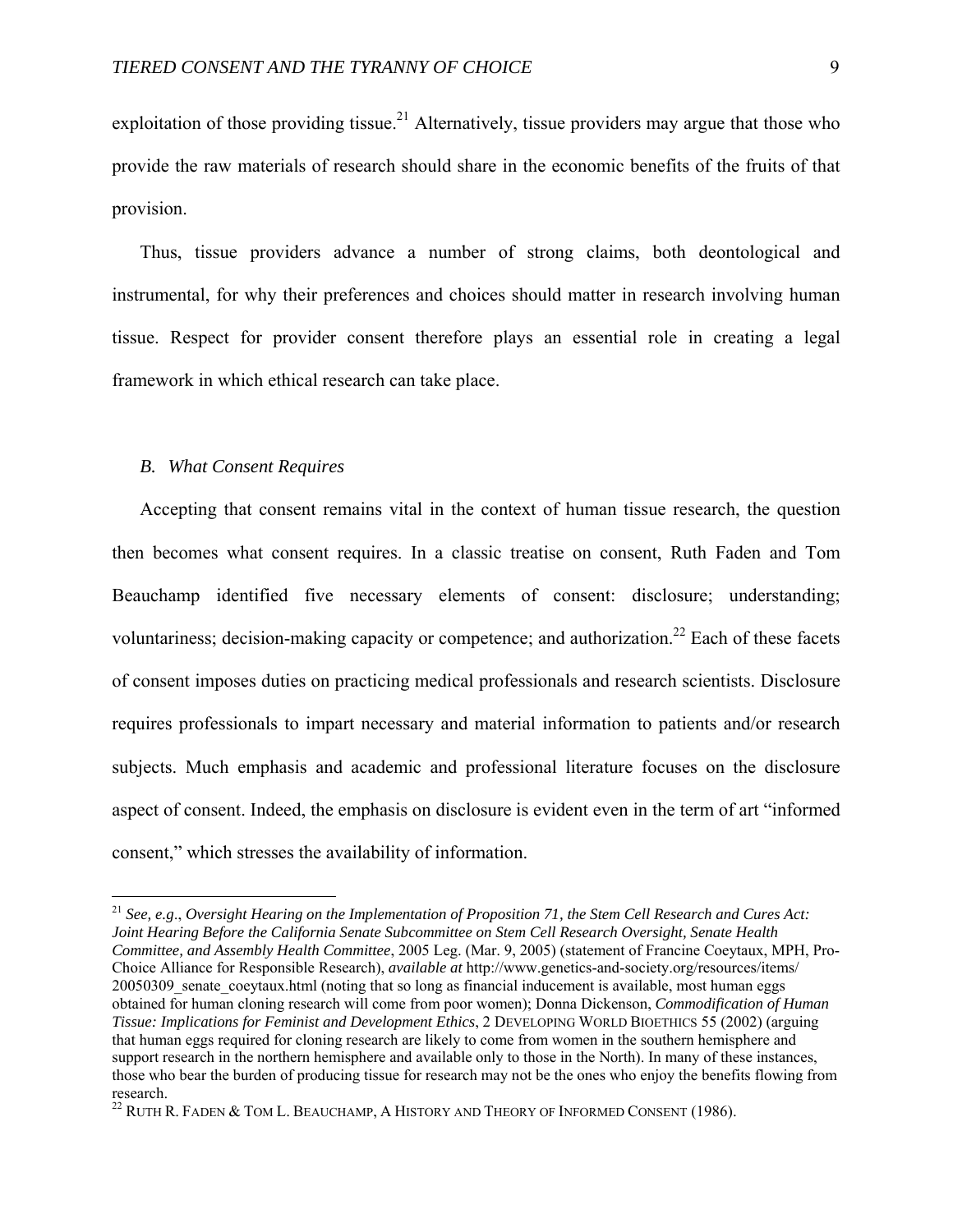exploitation of those providing tissue.[21] Alternatively, tissue providers may argue that those who provide the raw materials of research should share in the economic benefits of the fruits of that provision.

Thus, tissue providers advance a number of strong claims, both deontological and instrumental, for why their preferences and choices should matter in research involving human tissue. Respect for provider consent therefore plays an essential role in creating a legal framework in which ethical research can take place.

### *B. What Consent Requires*

Accepting that consent remains vital in the context of human tissue research, the question then becomes what consent requires. In a classic treatise on consent, Ruth Faden and Tom Beauchamp identified five necessary elements of consent: disclosure; understanding; voluntariness; decision-making capacity or competence; and authorization.[22] Each of these facets of consent imposes duties on practicing medical professionals and research scientists. Disclosure requires professionals to impart necessary and material information to patients and/or research subjects. Much emphasis and academic and professional literature focuses on the disclosure aspect of consent. Indeed, the emphasis on disclosure is evident even in the term of art "informed consent," which stresses the availability of information.

---

[21] *See, e.g.*, *Oversight Hearing on the Implementation of Proposition 71, the Stem Cell Research and Cures Act: Joint Hearing Before the California Senate Subcommittee on Stem Cell Research Oversight, Senate Health Committee, and Assembly Health Committee*, 2005 Leg. (Mar. 9, 2005) (statement of Francine Coeytaux, MPH, Pro-Choice Alliance for Responsible Research), *available at* http://www.genetics-and-society.org/resources/items/20050309_senate_coeytaux.html (noting that so long as financial inducement is available, most human eggs obtained for human cloning research will come from poor women); Donna Dickenson, *Commodification of Human Tissue: Implications for Feminist and Development Ethics*, 2 DEVELOPING WORLD BIOETHICS 55 (2002) (arguing that human eggs required for cloning research are likely to come from women in the southern hemisphere and support research in the northern hemisphere and available only to those in the North). In many of these instances, those who bear the burden of producing tissue for research may not be the ones who enjoy the benefits flowing from research.

[22] RUTH R. FADEN & TOM L. BEAUCHAMP, A HISTORY AND THEORY OF INFORMED CONSENT (1986).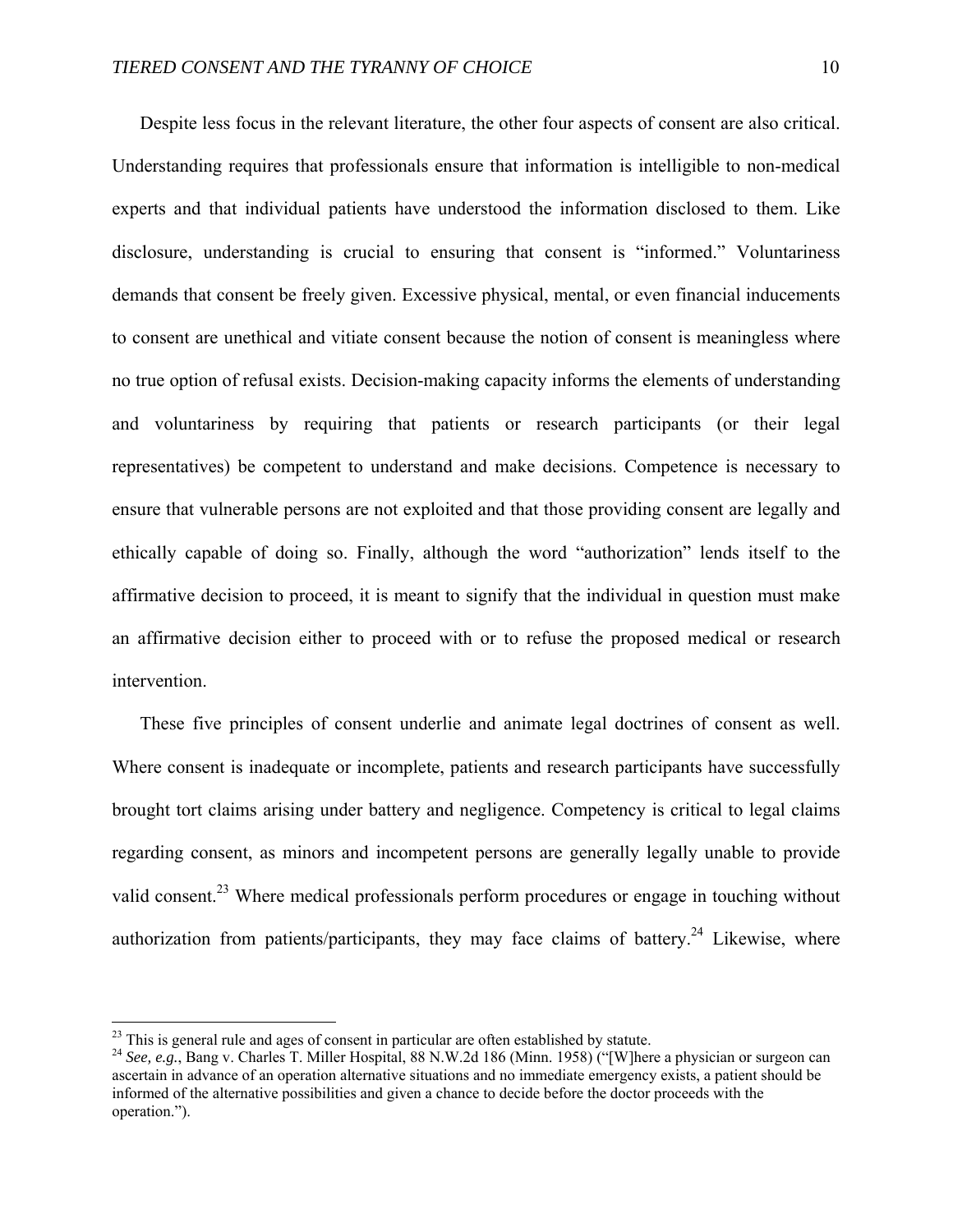Despite less focus in the relevant literature, the other four aspects of consent are also critical. Understanding requires that professionals ensure that information is intelligible to non-medical experts and that individual patients have understood the information disclosed to them. Like disclosure, understanding is crucial to ensuring that consent is "informed." Voluntariness demands that consent be freely given. Excessive physical, mental, or even financial inducements to consent are unethical and vitiate consent because the notion of consent is meaningless where no true option of refusal exists. Decision-making capacity informs the elements of understanding and voluntariness by requiring that patients or research participants (or their legal representatives) be competent to understand and make decisions. Competence is necessary to ensure that vulnerable persons are not exploited and that those providing consent are legally and ethically capable of doing so. Finally, although the word "authorization" lends itself to the affirmative decision to proceed, it is meant to signify that the individual in question must make an affirmative decision either to proceed with or to refuse the proposed medical or research intervention.

These five principles of consent underlie and animate legal doctrines of consent as well. Where consent is inadequate or incomplete, patients and research participants have successfully brought tort claims arising under battery and negligence. Competency is critical to legal claims regarding consent, as minors and incompetent persons are generally legally unable to provide valid consent.[23] Where medical professionals perform procedures or engage in touching without authorization from patients/participants, they may face claims of battery.[24] Likewise, where

---

[23] This is general rule and ages of consent in particular are often established by statute.

[24] *See, e.g.*, Bang v. Charles T. Miller Hospital, 88 N.W.2d 186 (Minn. 1958) ("[W]here a physician or surgeon can ascertain in advance of an operation alternative situations and no immediate emergency exists, a patient should be informed of the alternative possibilities and given a chance to decide before the doctor proceeds with the operation.").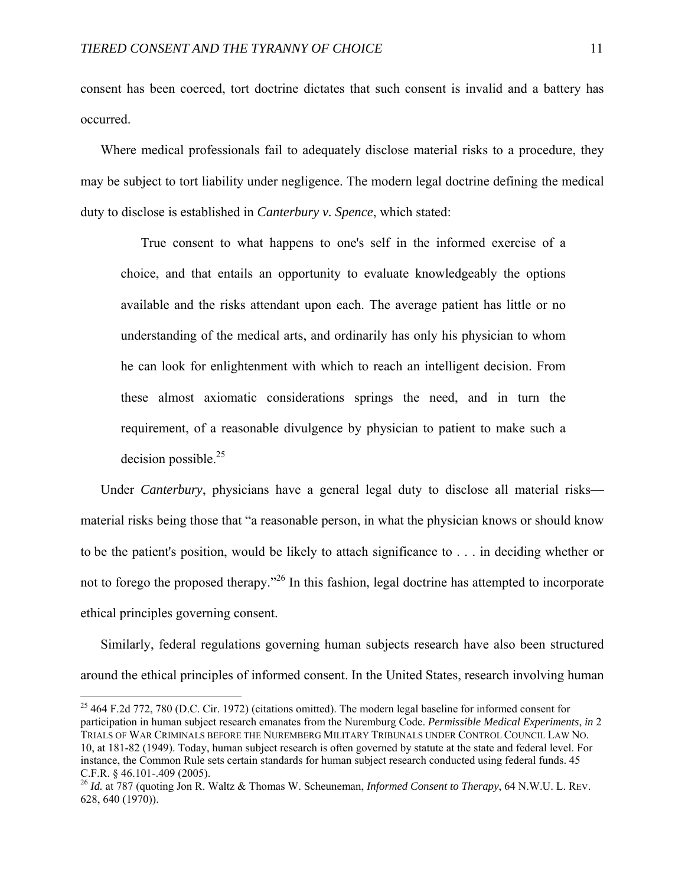consent has been coerced, tort doctrine dictates that such consent is invalid and a battery has occurred.

Where medical professionals fail to adequately disclose material risks to a procedure, they may be subject to tort liability under negligence. The modern legal doctrine defining the medical duty to disclose is established in *Canterbury v. Spence*, which stated:

> True consent to what happens to one's self in the informed exercise of a choice, and that entails an opportunity to evaluate knowledgeably the options available and the risks attendant upon each. The average patient has little or no understanding of the medical arts, and ordinarily has only his physician to whom he can look for enlightenment with which to reach an intelligent decision. From these almost axiomatic considerations springs the need, and in turn the requirement, of a reasonable divulgence by physician to patient to make such a decision possible.[25]

Under *Canterbury*, physicians have a general legal duty to disclose all material risks—material risks being those that "a reasonable person, in what the physician knows or should know to be the patient's position, would be likely to attach significance to . . . in deciding whether or not to forego the proposed therapy."[26] In this fashion, legal doctrine has attempted to incorporate ethical principles governing consent.

Similarly, federal regulations governing human subjects research have also been structured around the ethical principles of informed consent. In the United States, research involving human

---

[25] 464 F.2d 772, 780 (D.C. Cir. 1972) (citations omitted). The modern legal baseline for informed consent for participation in human subject research emanates from the Nuremburg Code. *Permissible Medical Experiments*, *in* 2 TRIALS OF WAR CRIMINALS BEFORE THE NUREMBERG MILITARY TRIBUNALS UNDER CONTROL COUNCIL LAW NO. 10, at 181-82 (1949). Today, human subject research is often governed by statute at the state and federal level. For instance, the Common Rule sets certain standards for human subject research conducted using federal funds. 45 C.F.R. § 46.101-.409 (2005).

[26] *Id.* at 787 (quoting Jon R. Waltz & Thomas W. Scheuneman, *Informed Consent to Therapy*, 64 N.W.U. L. REV. 628, 640 (1970)).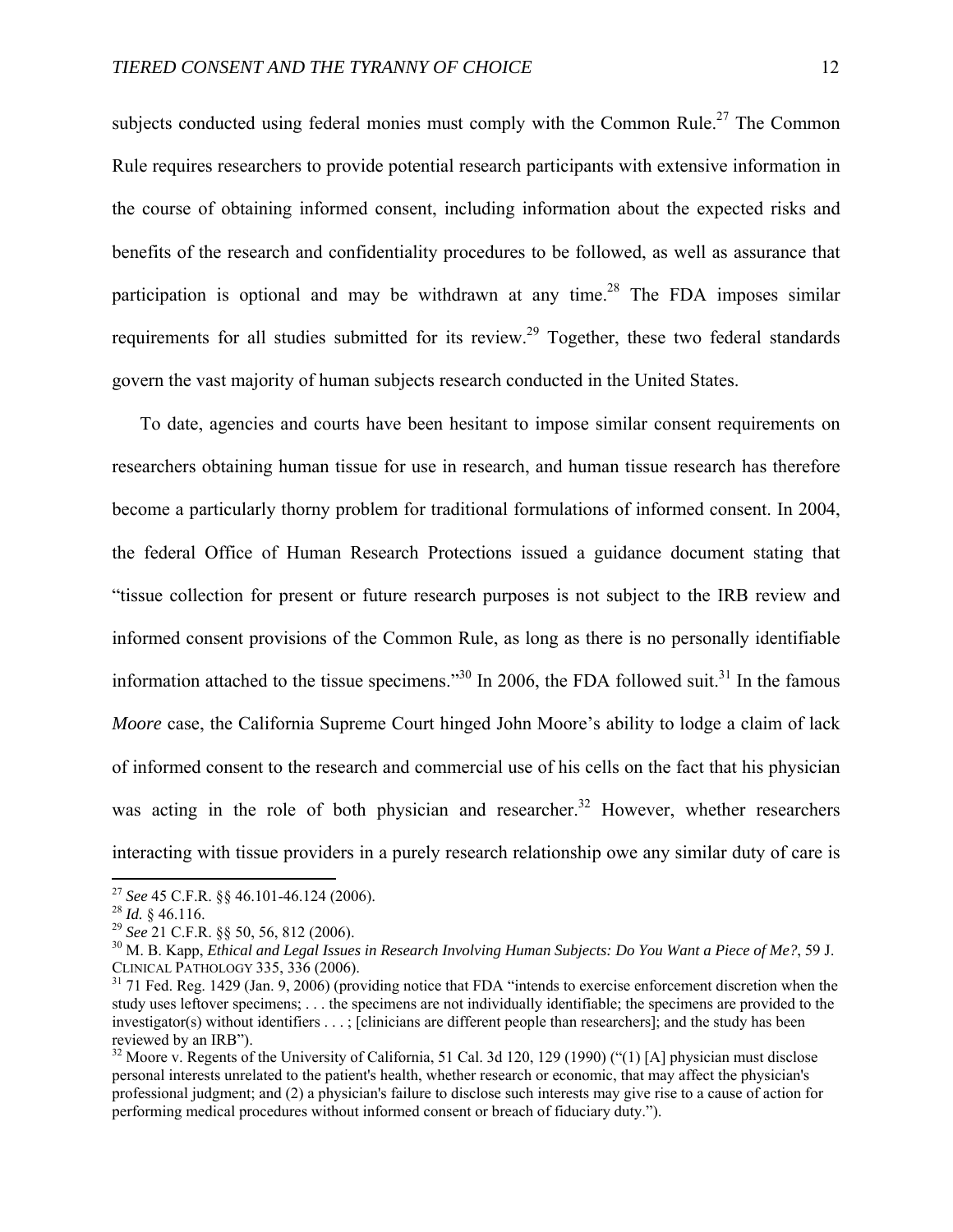subjects conducted using federal monies must comply with the Common Rule.[27] The Common Rule requires researchers to provide potential research participants with extensive information in the course of obtaining informed consent, including information about the expected risks and benefits of the research and confidentiality procedures to be followed, as well as assurance that participation is optional and may be withdrawn at any time.[28] The FDA imposes similar requirements for all studies submitted for its review.[29] Together, these two federal standards govern the vast majority of human subjects research conducted in the United States.

To date, agencies and courts have been hesitant to impose similar consent requirements on researchers obtaining human tissue for use in research, and human tissue research has therefore become a particularly thorny problem for traditional formulations of informed consent. In 2004, the federal Office of Human Research Protections issued a guidance document stating that "tissue collection for present or future research purposes is not subject to the IRB review and informed consent provisions of the Common Rule, as long as there is no personally identifiable information attached to the tissue specimens."[30] In 2006, the FDA followed suit.[31] In the famous *Moore* case, the California Supreme Court hinged John Moore's ability to lodge a claim of lack of informed consent to the research and commercial use of his cells on the fact that his physician was acting in the role of both physician and researcher.[32] However, whether researchers interacting with tissue providers in a purely research relationship owe any similar duty of care is

---

[27] *See* 45 C.F.R. §§ 46.101-46.124 (2006).

[28] *Id.* § 46.116.

[29] *See* 21 C.F.R. §§ 50, 56, 812 (2006).

[30] M. B. Kapp, *Ethical and Legal Issues in Research Involving Human Subjects: Do You Want a Piece of Me?*, 59 J. CLINICAL PATHOLOGY 335, 336 (2006).

[31] 71 Fed. Reg. 1429 (Jan. 9, 2006) (providing notice that FDA "intends to exercise enforcement discretion when the study uses leftover specimens; . . . the specimens are not individually identifiable; the specimens are provided to the investigator(s) without identifiers . . . ; [clinicians are different people than researchers]; and the study has been reviewed by an IRB").

[32] Moore v. Regents of the University of California, 51 Cal. 3d 120, 129 (1990) ("(1) [A] physician must disclose personal interests unrelated to the patient's health, whether research or economic, that may affect the physician's professional judgment; and (2) a physician's failure to disclose such interests may give rise to a cause of action for performing medical procedures without informed consent or breach of fiduciary duty.").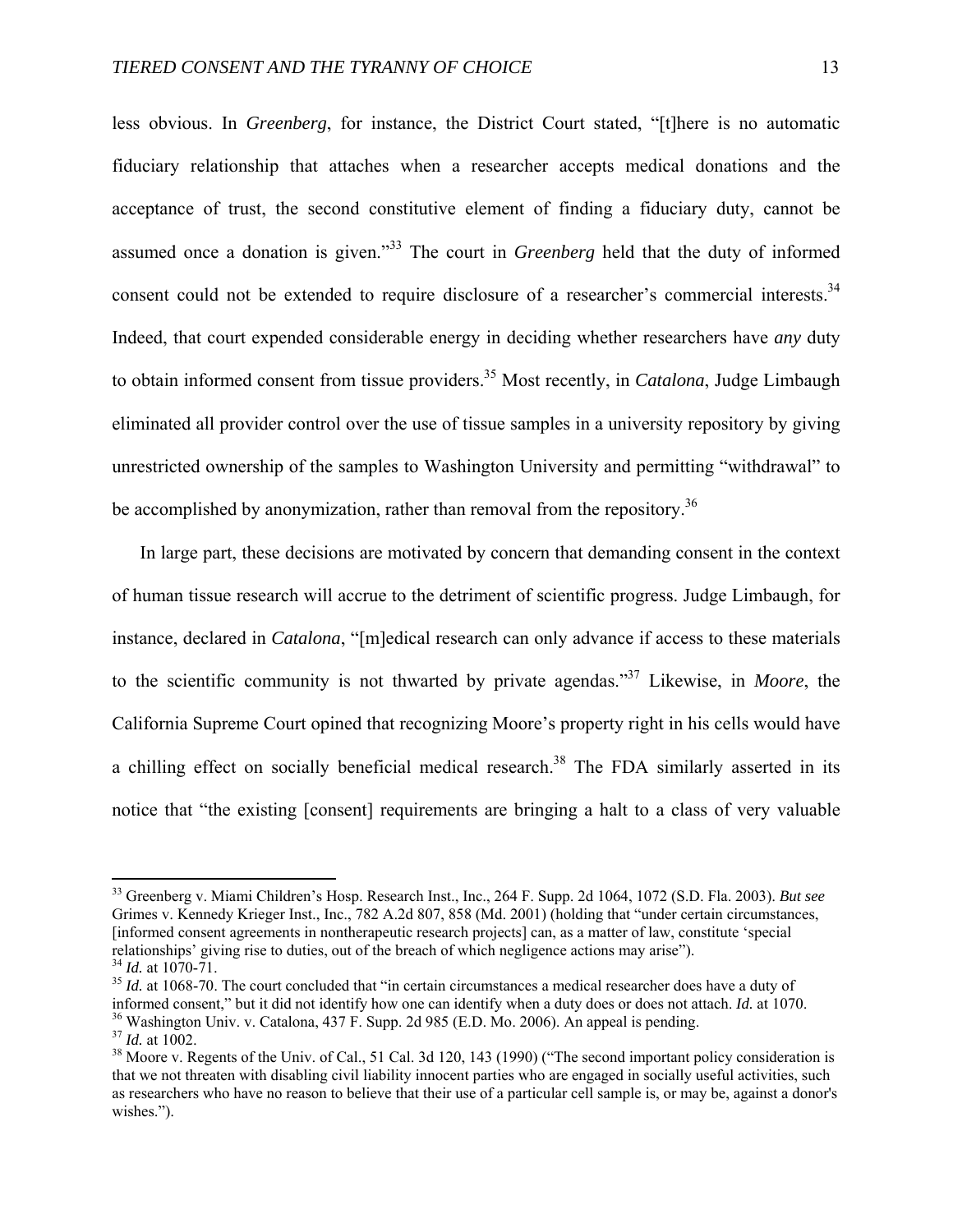less obvious. In *Greenberg*, for instance, the District Court stated, "[t]here is no automatic fiduciary relationship that attaches when a researcher accepts medical donations and the acceptance of trust, the second constitutive element of finding a fiduciary duty, cannot be assumed once a donation is given."[33] The court in *Greenberg* held that the duty of informed consent could not be extended to require disclosure of a researcher's commercial interests.[34] Indeed, that court expended considerable energy in deciding whether researchers have *any* duty to obtain informed consent from tissue providers.[35] Most recently, in *Catalona*, Judge Limbaugh eliminated all provider control over the use of tissue samples in a university repository by giving unrestricted ownership of the samples to Washington University and permitting "withdrawal" to be accomplished by anonymization, rather than removal from the repository.[36]

In large part, these decisions are motivated by concern that demanding consent in the context of human tissue research will accrue to the detriment of scientific progress. Judge Limbaugh, for instance, declared in *Catalona*, "[m]edical research can only advance if access to these materials to the scientific community is not thwarted by private agendas."[37] Likewise, in *Moore*, the California Supreme Court opined that recognizing Moore's property right in his cells would have a chilling effect on socially beneficial medical research.[38] The FDA similarly asserted in its notice that "the existing [consent] requirements are bringing a halt to a class of very valuable

---

[33] Greenberg v. Miami Children's Hosp. Research Inst., Inc., 264 F. Supp. 2d 1064, 1072 (S.D. Fla. 2003). *But see* Grimes v. Kennedy Krieger Inst., Inc., 782 A.2d 807, 858 (Md. 2001) (holding that "under certain circumstances, [informed consent agreements in nontherapeutic research projects] can, as a matter of law, constitute 'special relationships' giving rise to duties, out of the breach of which negligence actions may arise").

[34] *Id.* at 1070-71.

[35] *Id.* at 1068-70. The court concluded that "in certain circumstances a medical researcher does have a duty of informed consent," but it did not identify how one can identify when a duty does or does not attach. *Id.* at 1070.

[36] Washington Univ. v. Catalona, 437 F. Supp. 2d 985 (E.D. Mo. 2006). An appeal is pending.

[37] *Id.* at 1002.

[38] Moore v. Regents of the Univ. of Cal., 51 Cal. 3d 120, 143 (1990) ("The second important policy consideration is that we not threaten with disabling civil liability innocent parties who are engaged in socially useful activities, such as researchers who have no reason to believe that their use of a particular cell sample is, or may be, against a donor's wishes.").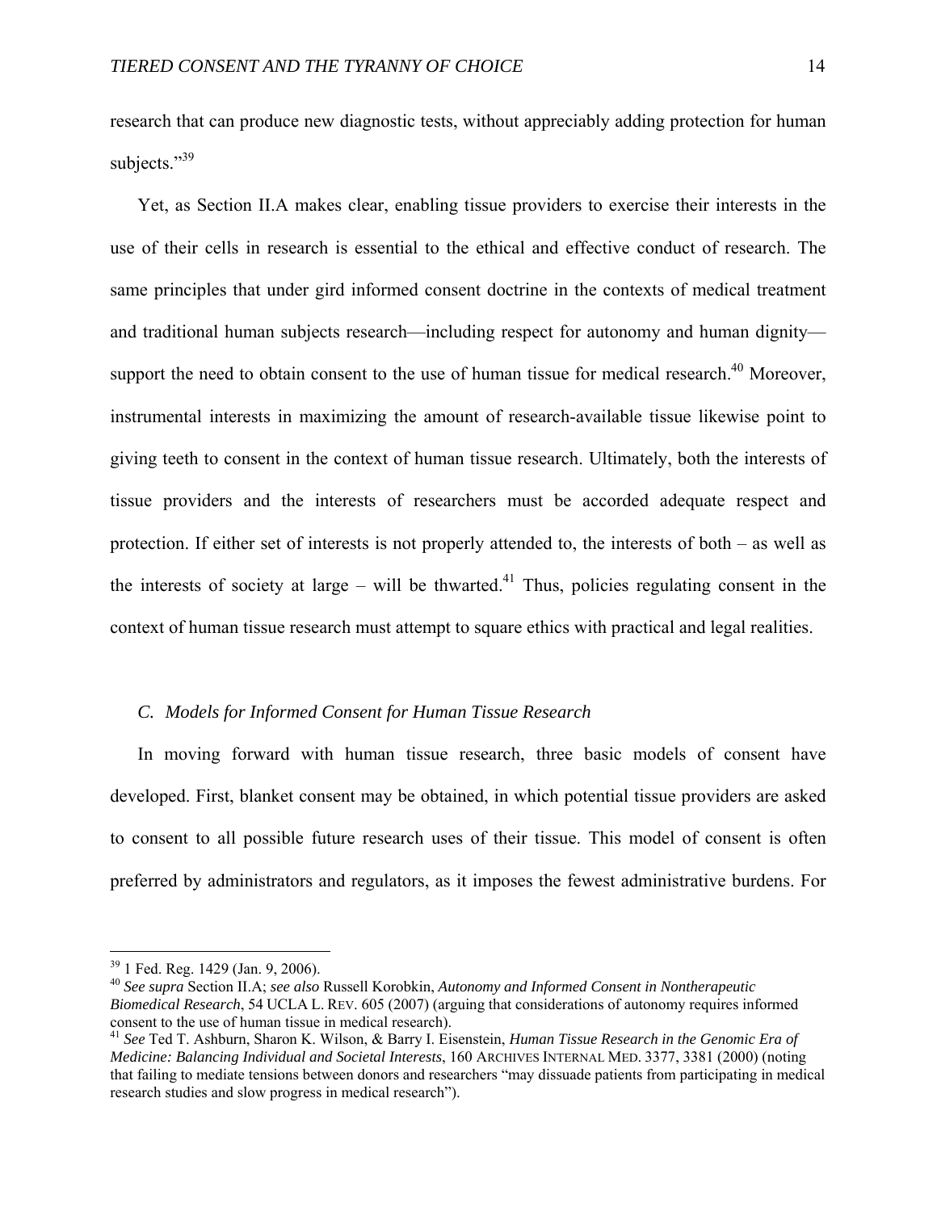research that can produce new diagnostic tests, without appreciably adding protection for human subjects."[39]

Yet, as Section II.A makes clear, enabling tissue providers to exercise their interests in the use of their cells in research is essential to the ethical and effective conduct of research. The same principles that under gird informed consent doctrine in the contexts of medical treatment and traditional human subjects research—including respect for autonomy and human dignity—support the need to obtain consent to the use of human tissue for medical research.[40] Moreover, instrumental interests in maximizing the amount of research-available tissue likewise point to giving teeth to consent in the context of human tissue research. Ultimately, both the interests of tissue providers and the interests of researchers must be accorded adequate respect and protection. If either set of interests is not properly attended to, the interests of both – as well as the interests of society at large – will be thwarted.[41] Thus, policies regulating consent in the context of human tissue research must attempt to square ethics with practical and legal realities.

### *C. Models for Informed Consent for Human Tissue Research*

In moving forward with human tissue research, three basic models of consent have developed. First, blanket consent may be obtained, in which potential tissue providers are asked to consent to all possible future research uses of their tissue. This model of consent is often preferred by administrators and regulators, as it imposes the fewest administrative burdens. For

---

[39] 1 Fed. Reg. 1429 (Jan. 9, 2006).

[40] *See supra* Section II.A; *see also* Russell Korobkin, *Autonomy and Informed Consent in Nontherapeutic Biomedical Research*, 54 UCLA L. REV. 605 (2007) (arguing that considerations of autonomy requires informed consent to the use of human tissue in medical research).

[41] *See* Ted T. Ashburn, Sharon K. Wilson, & Barry I. Eisenstein, *Human Tissue Research in the Genomic Era of Medicine: Balancing Individual and Societal Interests*, 160 ARCHIVES INTERNAL MED. 3377, 3381 (2000) (noting that failing to mediate tensions between donors and researchers "may dissuade patients from participating in medical research studies and slow progress in medical research").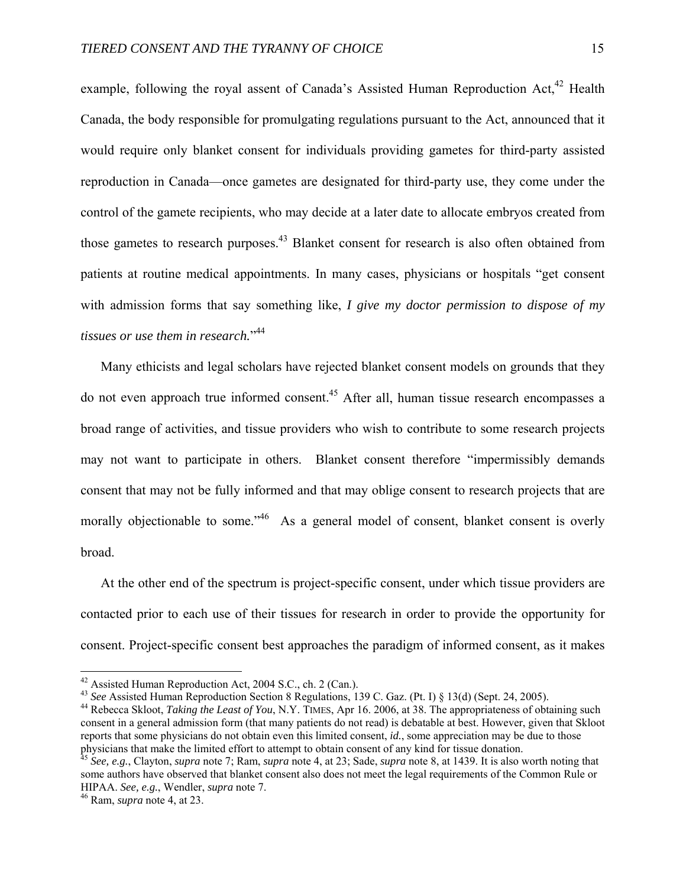example, following the royal assent of Canada's Assisted Human Reproduction Act,[42] Health Canada, the body responsible for promulgating regulations pursuant to the Act, announced that it would require only blanket consent for individuals providing gametes for third-party assisted reproduction in Canada—once gametes are designated for third-party use, they come under the control of the gamete recipients, who may decide at a later date to allocate embryos created from those gametes to research purposes.[43] Blanket consent for research is also often obtained from patients at routine medical appointments. In many cases, physicians or hospitals "get consent with admission forms that say something like, *I give my doctor permission to dispose of my tissues or use them in research.*"[44]

Many ethicists and legal scholars have rejected blanket consent models on grounds that they do not even approach true informed consent.[45] After all, human tissue research encompasses a broad range of activities, and tissue providers who wish to contribute to some research projects may not want to participate in others. Blanket consent therefore "impermissibly demands consent that may not be fully informed and that may oblige consent to research projects that are morally objectionable to some."[46] As a general model of consent, blanket consent is overly broad.

At the other end of the spectrum is project-specific consent, under which tissue providers are contacted prior to each use of their tissues for research in order to provide the opportunity for consent. Project-specific consent best approaches the paradigm of informed consent, as it makes

---

[42] Assisted Human Reproduction Act, 2004 S.C., ch. 2 (Can.).

[43] *See* Assisted Human Reproduction Section 8 Regulations, 139 C. Gaz. (Pt. I) § 13(d) (Sept. 24, 2005).

[44] Rebecca Skloot, *Taking the Least of You*, N.Y. TIMES, Apr 16. 2006, at 38. The appropriateness of obtaining such consent in a general admission form (that many patients do not read) is debatable at best. However, given that Skloot reports that some physicians do not obtain even this limited consent, *id.*, some appreciation may be due to those physicians that make the limited effort to attempt to obtain consent of any kind for tissue donation.

[45] *See, e.g.*, Clayton, *supra* note 7; Ram, *supra* note 4, at 23; Sade, *supra* note 8, at 1439. It is also worth noting that some authors have observed that blanket consent also does not meet the legal requirements of the Common Rule or HIPAA. *See, e.g.*, Wendler, *supra* note 7.

[46] Ram, *supra* note 4, at 23.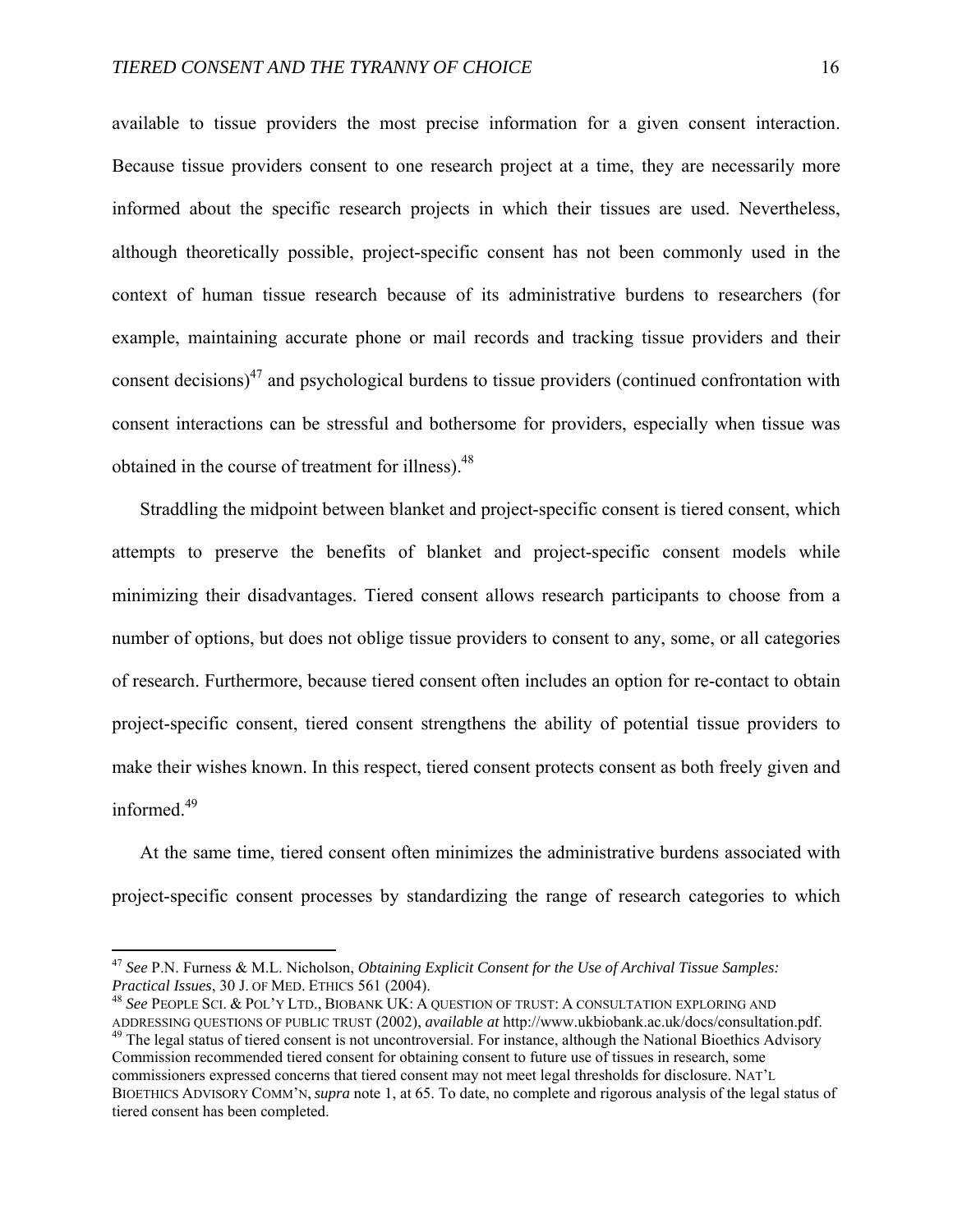available to tissue providers the most precise information for a given consent interaction. Because tissue providers consent to one research project at a time, they are necessarily more informed about the specific research projects in which their tissues are used. Nevertheless, although theoretically possible, project-specific consent has not been commonly used in the context of human tissue research because of its administrative burdens to researchers (for example, maintaining accurate phone or mail records and tracking tissue providers and their consent decisions)[47] and psychological burdens to tissue providers (continued confrontation with consent interactions can be stressful and bothersome for providers, especially when tissue was obtained in the course of treatment for illness).[48]

Straddling the midpoint between blanket and project-specific consent is tiered consent, which attempts to preserve the benefits of blanket and project-specific consent models while minimizing their disadvantages. Tiered consent allows research participants to choose from a number of options, but does not oblige tissue providers to consent to any, some, or all categories of research. Furthermore, because tiered consent often includes an option for re-contact to obtain project-specific consent, tiered consent strengthens the ability of potential tissue providers to make their wishes known. In this respect, tiered consent protects consent as both freely given and informed.[49]

At the same time, tiered consent often minimizes the administrative burdens associated with project-specific consent processes by standardizing the range of research categories to which

---

[47] *See* P.N. Furness & M.L. Nicholson, *Obtaining Explicit Consent for the Use of Archival Tissue Samples: Practical Issues*, 30 J. OF MED. ETHICS 561 (2004).

[48] *See* PEOPLE SCI. & POL'Y LTD., BIOBANK UK: A QUESTION OF TRUST: A CONSULTATION EXPLORING AND ADDRESSING QUESTIONS OF PUBLIC TRUST (2002), *available at* http://www.ukbiobank.ac.uk/docs/consultation.pdf.

[49] The legal status of tiered consent is not uncontroversial. For instance, although the National Bioethics Advisory Commission recommended tiered consent for obtaining consent to future use of tissues in research, some commissioners expressed concerns that tiered consent may not meet legal thresholds for disclosure. NAT'L BIOETHICS ADVISORY COMM'N, *supra* note 1, at 65. To date, no complete and rigorous analysis of the legal status of tiered consent has been completed.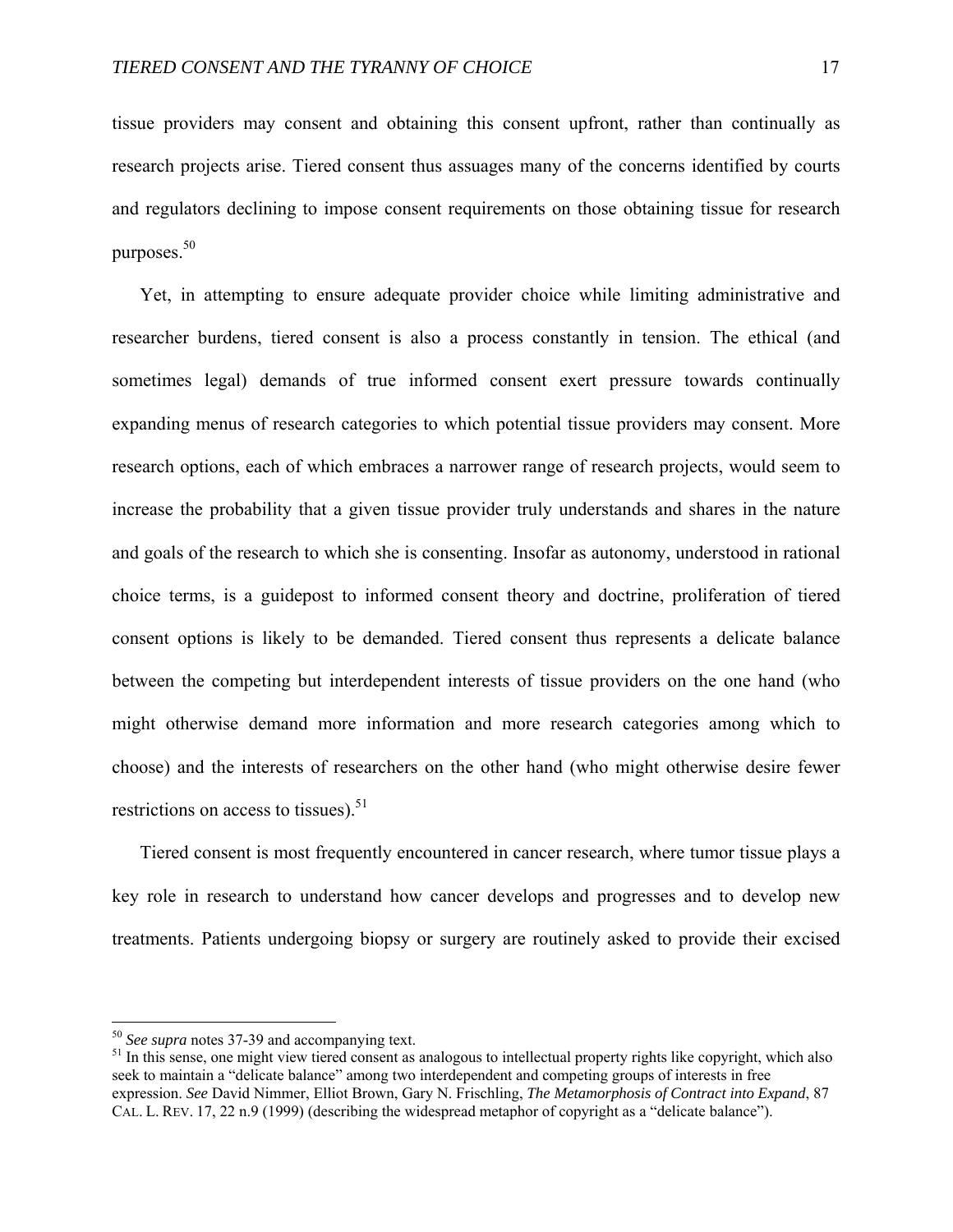tissue providers may consent and obtaining this consent upfront, rather than continually as research projects arise. Tiered consent thus assuages many of the concerns identified by courts and regulators declining to impose consent requirements on those obtaining tissue for research purposes.[50]

Yet, in attempting to ensure adequate provider choice while limiting administrative and researcher burdens, tiered consent is also a process constantly in tension. The ethical (and sometimes legal) demands of true informed consent exert pressure towards continually expanding menus of research categories to which potential tissue providers may consent. More research options, each of which embraces a narrower range of research projects, would seem to increase the probability that a given tissue provider truly understands and shares in the nature and goals of the research to which she is consenting. Insofar as autonomy, understood in rational choice terms, is a guidepost to informed consent theory and doctrine, proliferation of tiered consent options is likely to be demanded. Tiered consent thus represents a delicate balance between the competing but interdependent interests of tissue providers on the one hand (who might otherwise demand more information and more research categories among which to choose) and the interests of researchers on the other hand (who might otherwise desire fewer restrictions on access to tissues).[51]

Tiered consent is most frequently encountered in cancer research, where tumor tissue plays a key role in research to understand how cancer develops and progresses and to develop new treatments. Patients undergoing biopsy or surgery are routinely asked to provide their excised

---

[50] *See supra* notes 37-39 and accompanying text.

[51] In this sense, one might view tiered consent as analogous to intellectual property rights like copyright, which also seek to maintain a "delicate balance" among two interdependent and competing groups of interests in free expression. *See* David Nimmer, Elliot Brown, Gary N. Frischling, *The Metamorphosis of Contract into Expand*, 87 CAL. L. REV. 17, 22 n.9 (1999) (describing the widespread metaphor of copyright as a "delicate balance").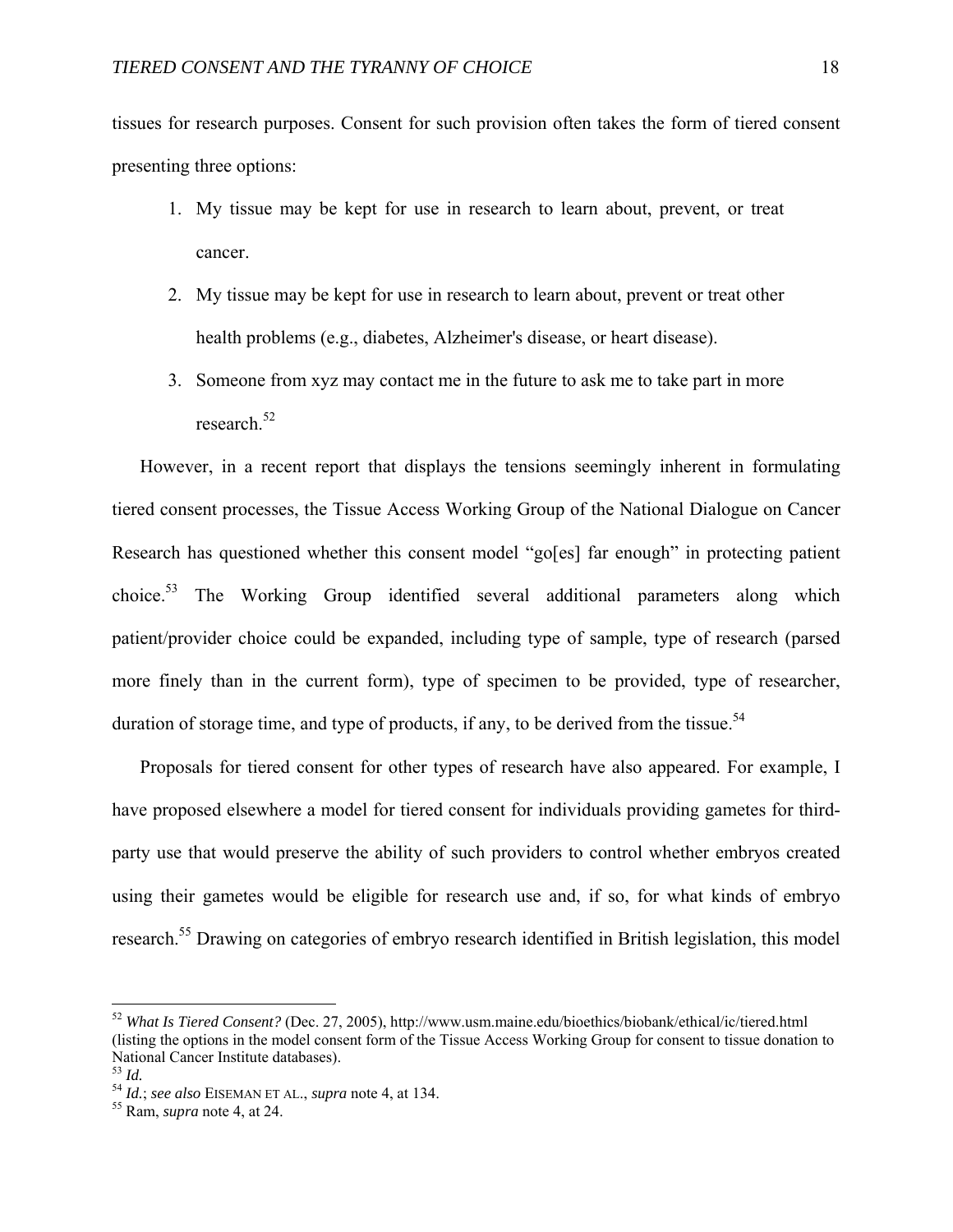tissues for research purposes. Consent for such provision often takes the form of tiered consent presenting three options:

1. My tissue may be kept for use in research to learn about, prevent, or treat cancer.
2. My tissue may be kept for use in research to learn about, prevent or treat other health problems (e.g., diabetes, Alzheimer's disease, or heart disease).
3. Someone from xyz may contact me in the future to ask me to take part in more research.[52]

However, in a recent report that displays the tensions seemingly inherent in formulating tiered consent processes, the Tissue Access Working Group of the National Dialogue on Cancer Research has questioned whether this consent model "go[es] far enough" in protecting patient choice.[53] The Working Group identified several additional parameters along which patient/provider choice could be expanded, including type of sample, type of research (parsed more finely than in the current form), type of specimen to be provided, type of researcher, duration of storage time, and type of products, if any, to be derived from the tissue.[54]

Proposals for tiered consent for other types of research have also appeared. For example, I have proposed elsewhere a model for tiered consent for individuals providing gametes for third-party use that would preserve the ability of such providers to control whether embryos created using their gametes would be eligible for research use and, if so, for what kinds of embryo research.[55] Drawing on categories of embryo research identified in British legislation, this model

---

[52] *What Is Tiered Consent?* (Dec. 27, 2005), http://www.usm.maine.edu/bioethics/biobank/ethical/ic/tiered.html (listing the options in the model consent form of the Tissue Access Working Group for consent to tissue donation to National Cancer Institute databases).

[53] *Id.*

[54] *Id.*; *see also* EISEMAN ET AL., *supra* note 4, at 134.

[55] Ram, *supra* note 4, at 24.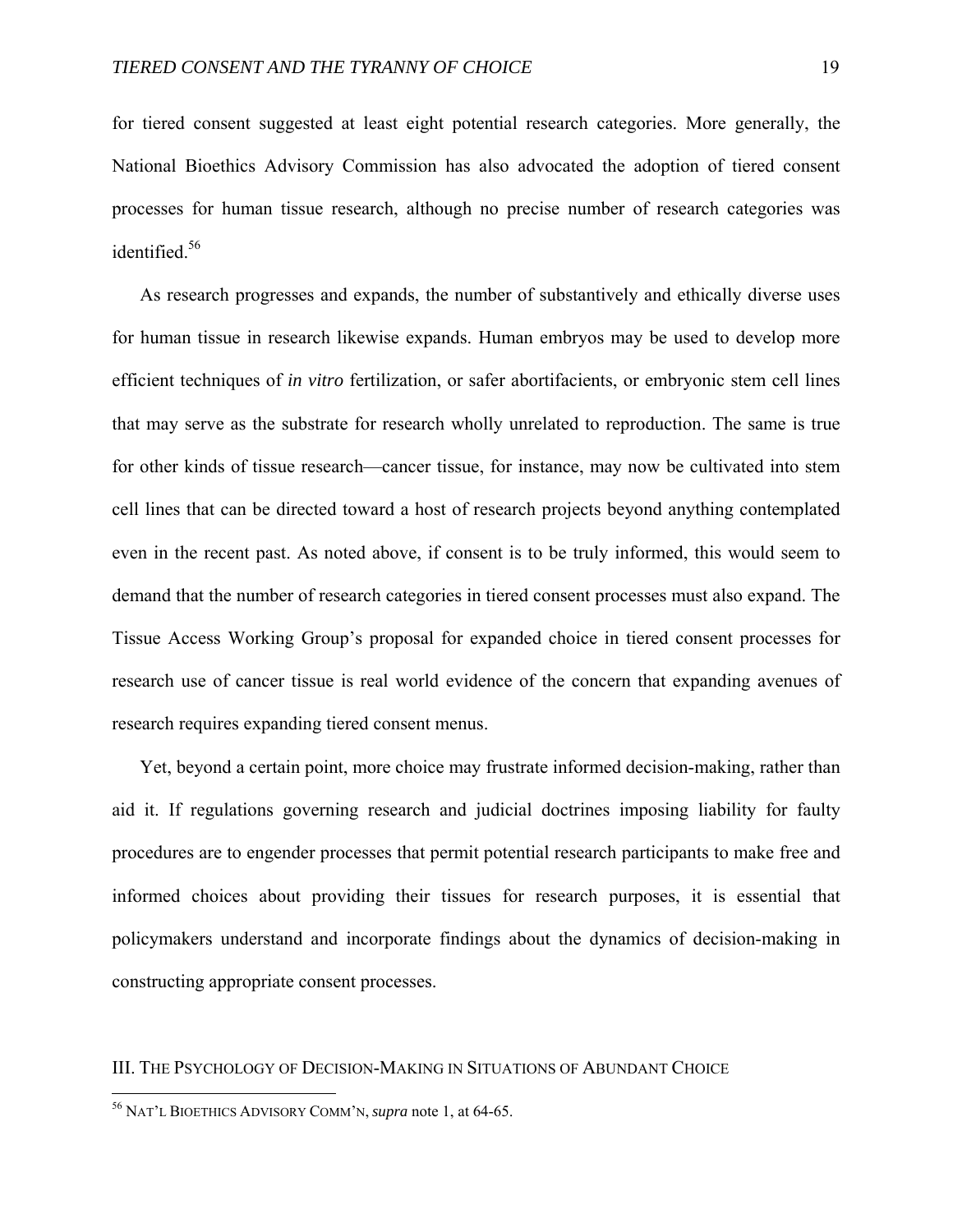for tiered consent suggested at least eight potential research categories. More generally, the National Bioethics Advisory Commission has also advocated the adoption of tiered consent processes for human tissue research, although no precise number of research categories was identified.[56]

As research progresses and expands, the number of substantively and ethically diverse uses for human tissue in research likewise expands. Human embryos may be used to develop more efficient techniques of *in vitro* fertilization, or safer abortifacients, or embryonic stem cell lines that may serve as the substrate for research wholly unrelated to reproduction. The same is true for other kinds of tissue research—cancer tissue, for instance, may now be cultivated into stem cell lines that can be directed toward a host of research projects beyond anything contemplated even in the recent past. As noted above, if consent is to be truly informed, this would seem to demand that the number of research categories in tiered consent processes must also expand. The Tissue Access Working Group's proposal for expanded choice in tiered consent processes for research use of cancer tissue is real world evidence of the concern that expanding avenues of research requires expanding tiered consent menus.

Yet, beyond a certain point, more choice may frustrate informed decision-making, rather than aid it. If regulations governing research and judicial doctrines imposing liability for faulty procedures are to engender processes that permit potential research participants to make free and informed choices about providing their tissues for research purposes, it is essential that policymakers understand and incorporate findings about the dynamics of decision-making in constructing appropriate consent processes.

## III. The Psychology of Decision-Making in Situations of Abundant Choice

[56] Nat'l Bioethics Advisory Comm'n, *supra* note 1, at 64-65.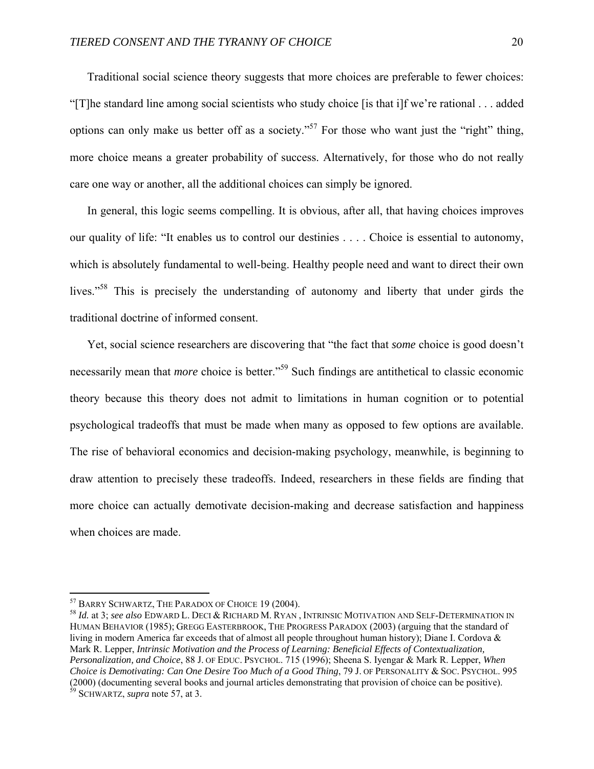Traditional social science theory suggests that more choices are preferable to fewer choices: "[T]he standard line among social scientists who study choice [is that i]f we're rational . . . added options can only make us better off as a society."[57] For those who want just the "right" thing, more choice means a greater probability of success. Alternatively, for those who do not really care one way or another, all the additional choices can simply be ignored.

In general, this logic seems compelling. It is obvious, after all, that having choices improves our quality of life: "It enables us to control our destinies . . . . Choice is essential to autonomy, which is absolutely fundamental to well-being. Healthy people need and want to direct their own lives."[58] This is precisely the understanding of autonomy and liberty that under girds the traditional doctrine of informed consent.

Yet, social science researchers are discovering that "the fact that *some* choice is good doesn't necessarily mean that *more* choice is better."[59] Such findings are antithetical to classic economic theory because this theory does not admit to limitations in human cognition or to potential psychological tradeoffs that must be made when many as opposed to few options are available. The rise of behavioral economics and decision-making psychology, meanwhile, is beginning to draw attention to precisely these tradeoffs. Indeed, researchers in these fields are finding that more choice can actually demotivate decision-making and decrease satisfaction and happiness when choices are made.

---

[57] BARRY SCHWARTZ, THE PARADOX OF CHOICE 19 (2004).

[58] *Id.* at 3; *see also* EDWARD L. DECI & RICHARD M. RYAN , INTRINSIC MOTIVATION AND SELF-DETERMINATION IN HUMAN BEHAVIOR (1985); GREGG EASTERBROOK, THE PROGRESS PARADOX (2003) (arguing that the standard of living in modern America far exceeds that of almost all people throughout human history); Diane I. Cordova & Mark R. Lepper, *Intrinsic Motivation and the Process of Learning: Beneficial Effects of Contextualization, Personalization, and Choice*, 88 J. OF EDUC. PSYCHOL. 715 (1996); Sheena S. Iyengar & Mark R. Lepper, *When Choice is Demotivating: Can One Desire Too Much of a Good Thing*, 79 J. OF PERSONALITY & SOC. PSYCHOL. 995 (2000) (documenting several books and journal articles demonstrating that provision of choice can be positive).

[59] SCHWARTZ, *supra* note 57, at 3.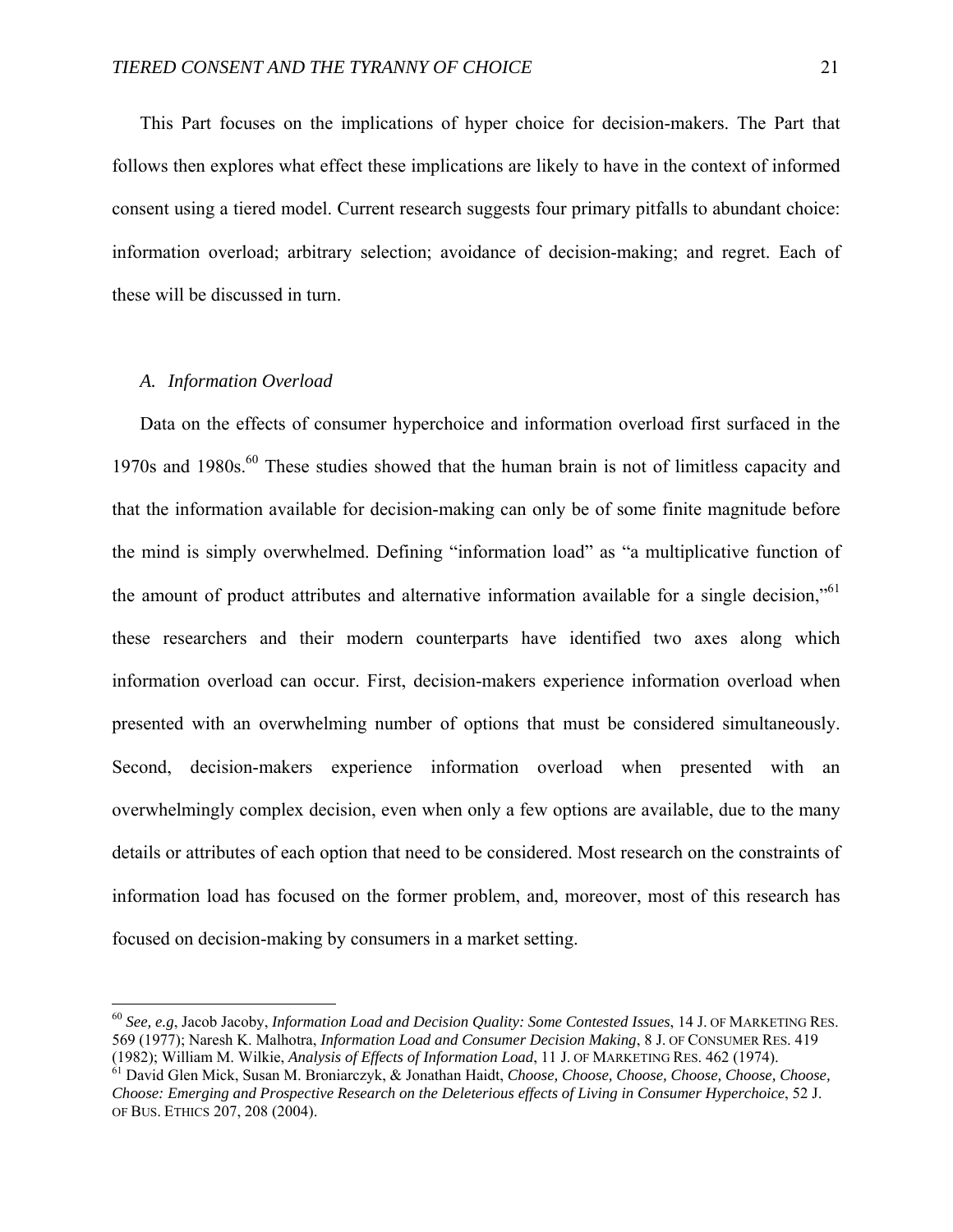This Part focuses on the implications of hyper choice for decision-makers. The Part that follows then explores what effect these implications are likely to have in the context of informed consent using a tiered model. Current research suggests four primary pitfalls to abundant choice: information overload; arbitrary selection; avoidance of decision-making; and regret. Each of these will be discussed in turn.

### A. *Information Overload*

Data on the effects of consumer hyperchoice and information overload first surfaced in the 1970s and 1980s.[60] These studies showed that the human brain is not of limitless capacity and that the information available for decision-making can only be of some finite magnitude before the mind is simply overwhelmed. Defining "information load" as "a multiplicative function of the amount of product attributes and alternative information available for a single decision,"[61] these researchers and their modern counterparts have identified two axes along which information overload can occur. First, decision-makers experience information overload when presented with an overwhelming number of options that must be considered simultaneously. Second, decision-makers experience information overload when presented with an overwhelmingly complex decision, even when only a few options are available, due to the many details or attributes of each option that need to be considered. Most research on the constraints of information load has focused on the former problem, and, moreover, most of this research has focused on decision-making by consumers in a market setting.

---

[60] *See, e.g*, Jacob Jacoby, *Information Load and Decision Quality: Some Contested Issues*, 14 J. OF MARKETING RES. 569 (1977); Naresh K. Malhotra, *Information Load and Consumer Decision Making*, 8 J. OF CONSUMER RES. 419 (1982); William M. Wilkie, *Analysis of Effects of Information Load*, 11 J. OF MARKETING RES. 462 (1974).

[61] David Glen Mick, Susan M. Broniarczyk, & Jonathan Haidt, *Choose, Choose, Choose, Choose, Choose, Choose, Choose: Emerging and Prospective Research on the Deleterious effects of Living in Consumer Hyperchoice*, 52 J. OF BUS. ETHICS 207, 208 (2004).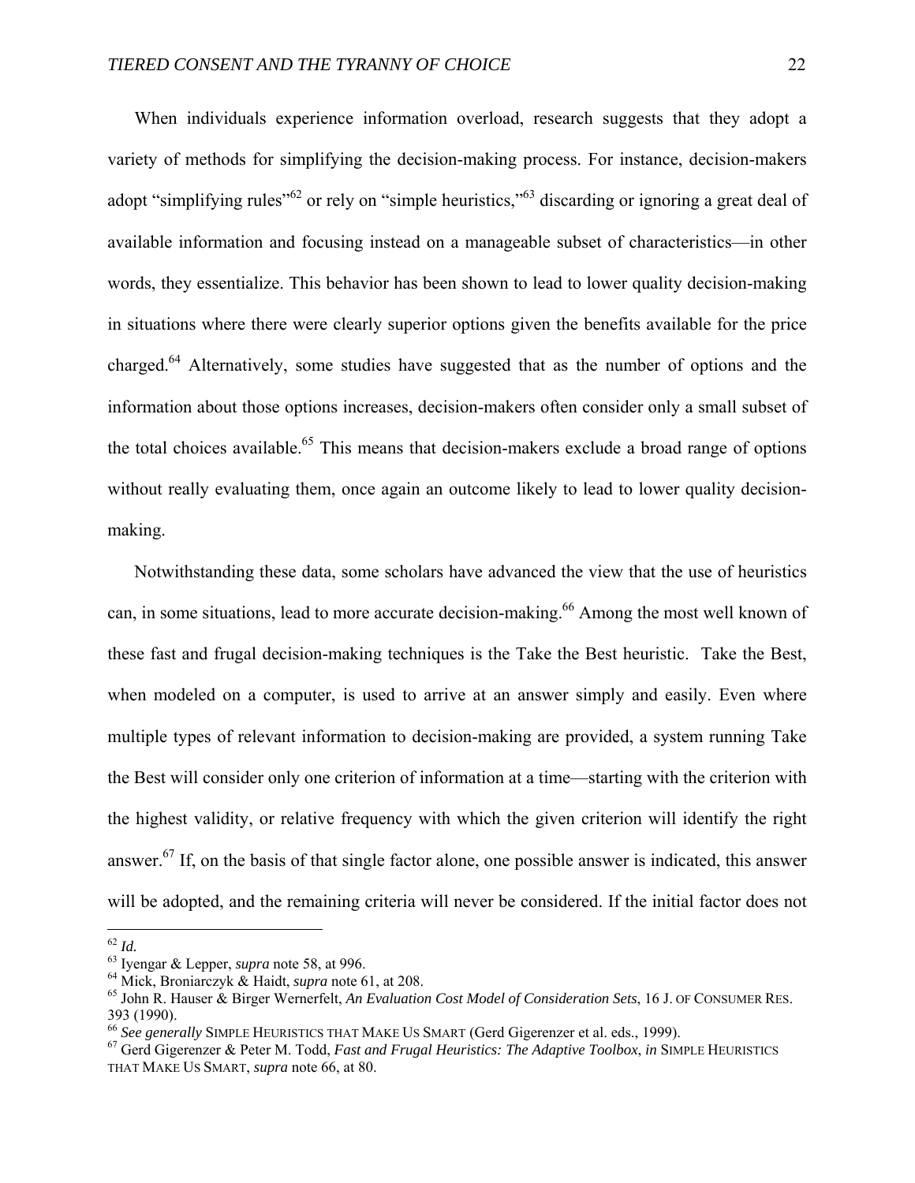When individuals experience information overload, research suggests that they adopt a variety of methods for simplifying the decision-making process. For instance, decision-makers adopt "simplifying rules"[62] or rely on "simple heuristics,"[63] discarding or ignoring a great deal of available information and focusing instead on a manageable subset of characteristics—in other words, they essentialize. This behavior has been shown to lead to lower quality decision-making in situations where there were clearly superior options given the benefits available for the price charged.[64] Alternatively, some studies have suggested that as the number of options and the information about those options increases, decision-makers often consider only a small subset of the total choices available.[65] This means that decision-makers exclude a broad range of options without really evaluating them, once again an outcome likely to lead to lower quality decision-making.

Notwithstanding these data, some scholars have advanced the view that the use of heuristics can, in some situations, lead to more accurate decision-making.[66] Among the most well known of these fast and frugal decision-making techniques is the Take the Best heuristic. Take the Best, when modeled on a computer, is used to arrive at an answer simply and easily. Even where multiple types of relevant information to decision-making are provided, a system running Take the Best will consider only one criterion of information at a time—starting with the criterion with the highest validity, or relative frequency with which the given criterion will identify the right answer.[67] If, on the basis of that single factor alone, one possible answer is indicated, this answer will be adopted, and the remaining criteria will never be considered. If the initial factor does not

---

[62] *Id.*

[63] Iyengar & Lepper, *supra* note 58, at 996.

[64] Mick, Broniarczyk & Haidt, *supra* note 61, at 208.

[65] John R. Hauser & Birger Wernerfelt, *An Evaluation Cost Model of Consideration Sets*, 16 J. OF CONSUMER RES. 393 (1990).

[66] *See generally* SIMPLE HEURISTICS THAT MAKE US SMART (Gerd Gigerenzer et al. eds., 1999).

[67] Gerd Gigerenzer & Peter M. Todd, *Fast and Frugal Heuristics: The Adaptive Toolbox*, *in* SIMPLE HEURISTICS THAT MAKE US SMART, *supra* note 66, at 80.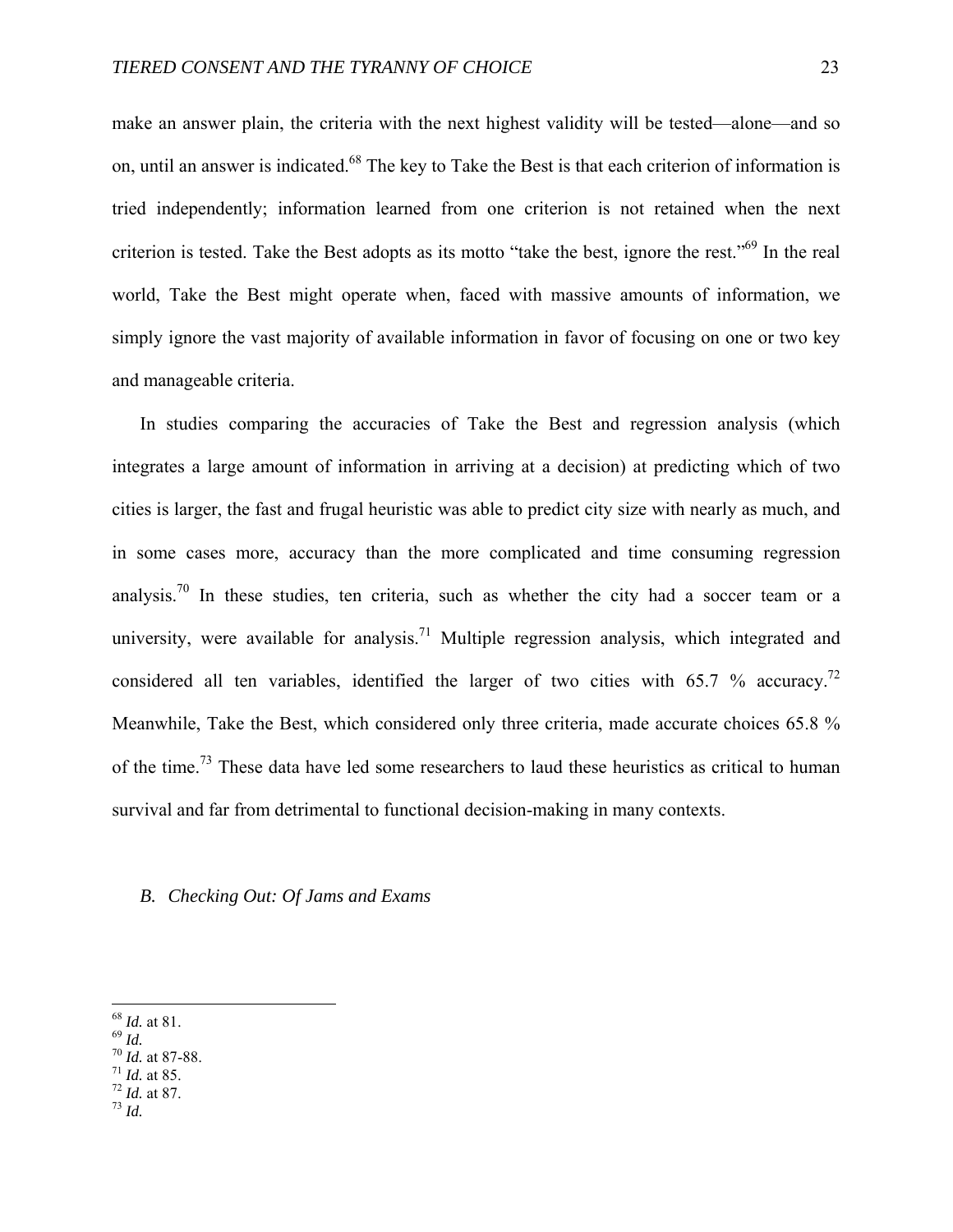make an answer plain, the criteria with the next highest validity will be tested—alone—and so on, until an answer is indicated.[68] The key to Take the Best is that each criterion of information is tried independently; information learned from one criterion is not retained when the next criterion is tested. Take the Best adopts as its motto "take the best, ignore the rest."[69] In the real world, Take the Best might operate when, faced with massive amounts of information, we simply ignore the vast majority of available information in favor of focusing on one or two key and manageable criteria.

In studies comparing the accuracies of Take the Best and regression analysis (which integrates a large amount of information in arriving at a decision) at predicting which of two cities is larger, the fast and frugal heuristic was able to predict city size with nearly as much, and in some cases more, accuracy than the more complicated and time consuming regression analysis.[70] In these studies, ten criteria, such as whether the city had a soccer team or a university, were available for analysis.[71] Multiple regression analysis, which integrated and considered all ten variables, identified the larger of two cities with 65.7 % accuracy.[72] Meanwhile, Take the Best, which considered only three criteria, made accurate choices 65.8 % of the time.[73] These data have led some researchers to laud these heuristics as critical to human survival and far from detrimental to functional decision-making in many contexts.

### *B. Checking Out: Of Jams and Exams*

---

[68] *Id.* at 81.
[69] *Id.*
[70] *Id.* at 87-88.
[71] *Id.* at 85.
[72] *Id.* at 87.
[73] *Id.*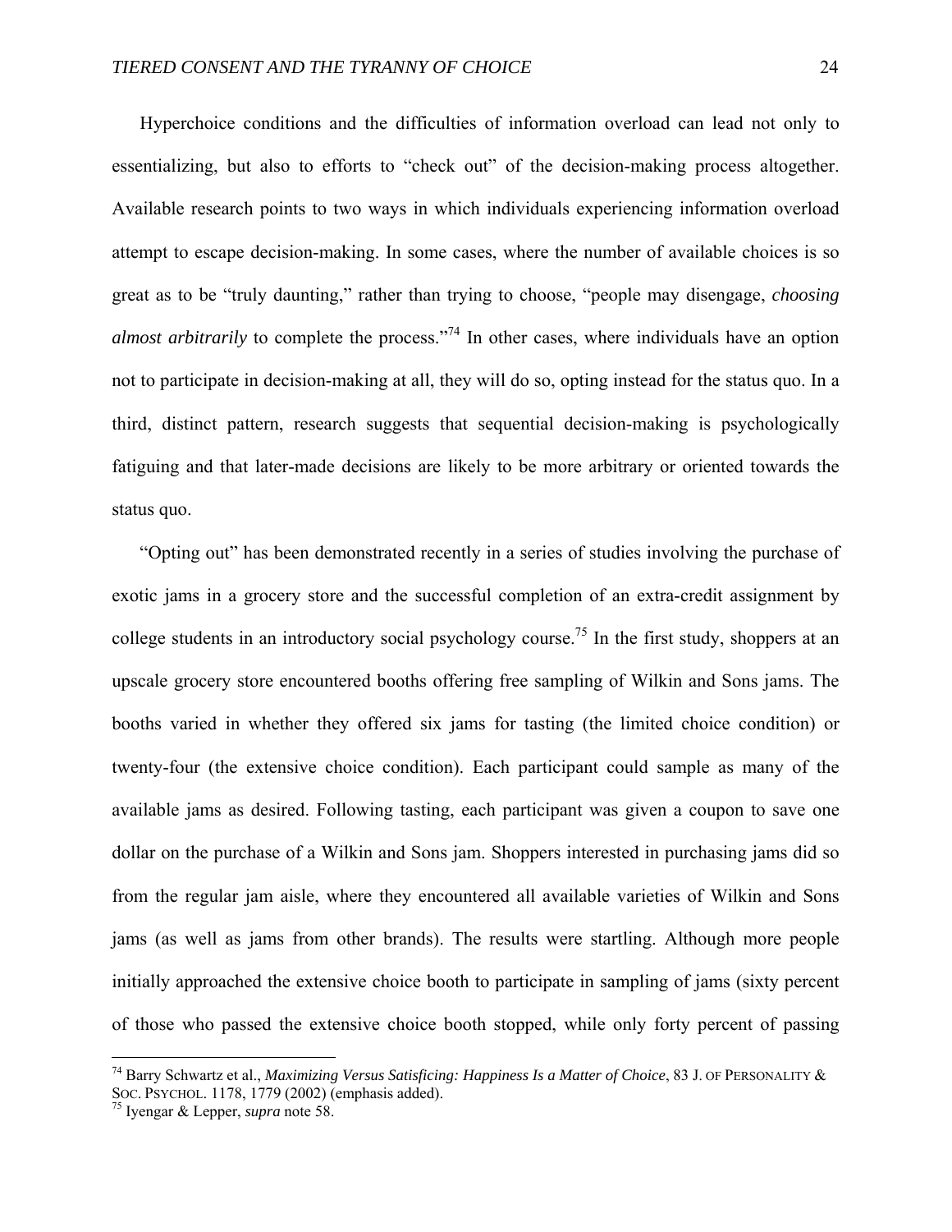Hyperchoice conditions and the difficulties of information overload can lead not only to essentializing, but also to efforts to "check out" of the decision-making process altogether. Available research points to two ways in which individuals experiencing information overload attempt to escape decision-making. In some cases, where the number of available choices is so great as to be "truly daunting," rather than trying to choose, "people may disengage, *choosing almost arbitrarily* to complete the process."[74] In other cases, where individuals have an option not to participate in decision-making at all, they will do so, opting instead for the status quo. In a third, distinct pattern, research suggests that sequential decision-making is psychologically fatiguing and that later-made decisions are likely to be more arbitrary or oriented towards the status quo.

"Opting out" has been demonstrated recently in a series of studies involving the purchase of exotic jams in a grocery store and the successful completion of an extra-credit assignment by college students in an introductory social psychology course.[75] In the first study, shoppers at an upscale grocery store encountered booths offering free sampling of Wilkin and Sons jams. The booths varied in whether they offered six jams for tasting (the limited choice condition) or twenty-four (the extensive choice condition). Each participant could sample as many of the available jams as desired. Following tasting, each participant was given a coupon to save one dollar on the purchase of a Wilkin and Sons jam. Shoppers interested in purchasing jams did so from the regular jam aisle, where they encountered all available varieties of Wilkin and Sons jams (as well as jams from other brands). The results were startling. Although more people initially approached the extensive choice booth to participate in sampling of jams (sixty percent of those who passed the extensive choice booth stopped, while only forty percent of passing

---

[74] Barry Schwartz et al., *Maximizing Versus Satisficing: Happiness Is a Matter of Choice*, 83 J. OF PERSONALITY & SOC. PSYCHOL. 1178, 1779 (2002) (emphasis added).

[75] Iyengar & Lepper, *supra* note 58.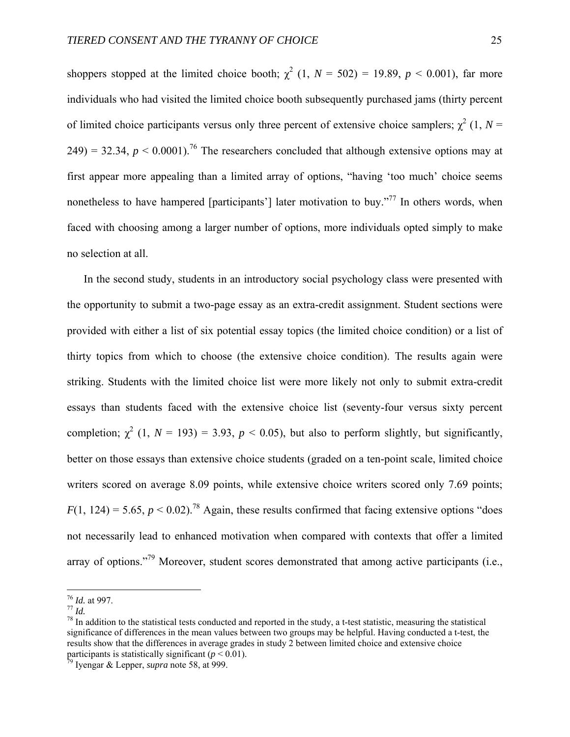shoppers stopped at the limited choice booth; $\chi^2$ (1, $N$ = 502) = 19.89, $p$ < 0.001), far more individuals who had visited the limited choice booth subsequently purchased jams (thirty percent of limited choice participants versus only three percent of extensive choice samplers; $\chi^2$ (1, $N$ = 249) = 32.34, $p$ < 0.0001).[76] The researchers concluded that although extensive options may at first appear more appealing than a limited array of options, "having 'too much' choice seems nonetheless to have hampered [participants'] later motivation to buy."[77] In others words, when faced with choosing among a larger number of options, more individuals opted simply to make no selection at all.

In the second study, students in an introductory social psychology class were presented with the opportunity to submit a two-page essay as an extra-credit assignment. Student sections were provided with either a list of six potential essay topics (the limited choice condition) or a list of thirty topics from which to choose (the extensive choice condition). The results again were striking. Students with the limited choice list were more likely not only to submit extra-credit essays than students faced with the extensive choice list (seventy-four versus sixty percent completion; $\chi^2$ (1, $N$ = 193) = 3.93, $p$ < 0.05), but also to perform slightly, but significantly, better on those essays than extensive choice students (graded on a ten-point scale, limited choice writers scored on average 8.09 points, while extensive choice writers scored only 7.69 points; $F$(1, 124) = 5.65, $p$ < 0.02).[78] Again, these results confirmed that facing extensive options "does not necessarily lead to enhanced motivation when compared with contexts that offer a limited array of options."[79] Moreover, student scores demonstrated that among active participants (i.e.,

---

[76] *Id.* at 997.

[77] *Id.*

[78] In addition to the statistical tests conducted and reported in the study, a t-test statistic, measuring the statistical significance of differences in the mean values between two groups may be helpful. Having conducted a t-test, the results show that the differences in average grades in study 2 between limited choice and extensive choice participants is statistically significant ($p$ < 0.01).

[79] Iyengar & Lepper, *supra* note 58, at 999.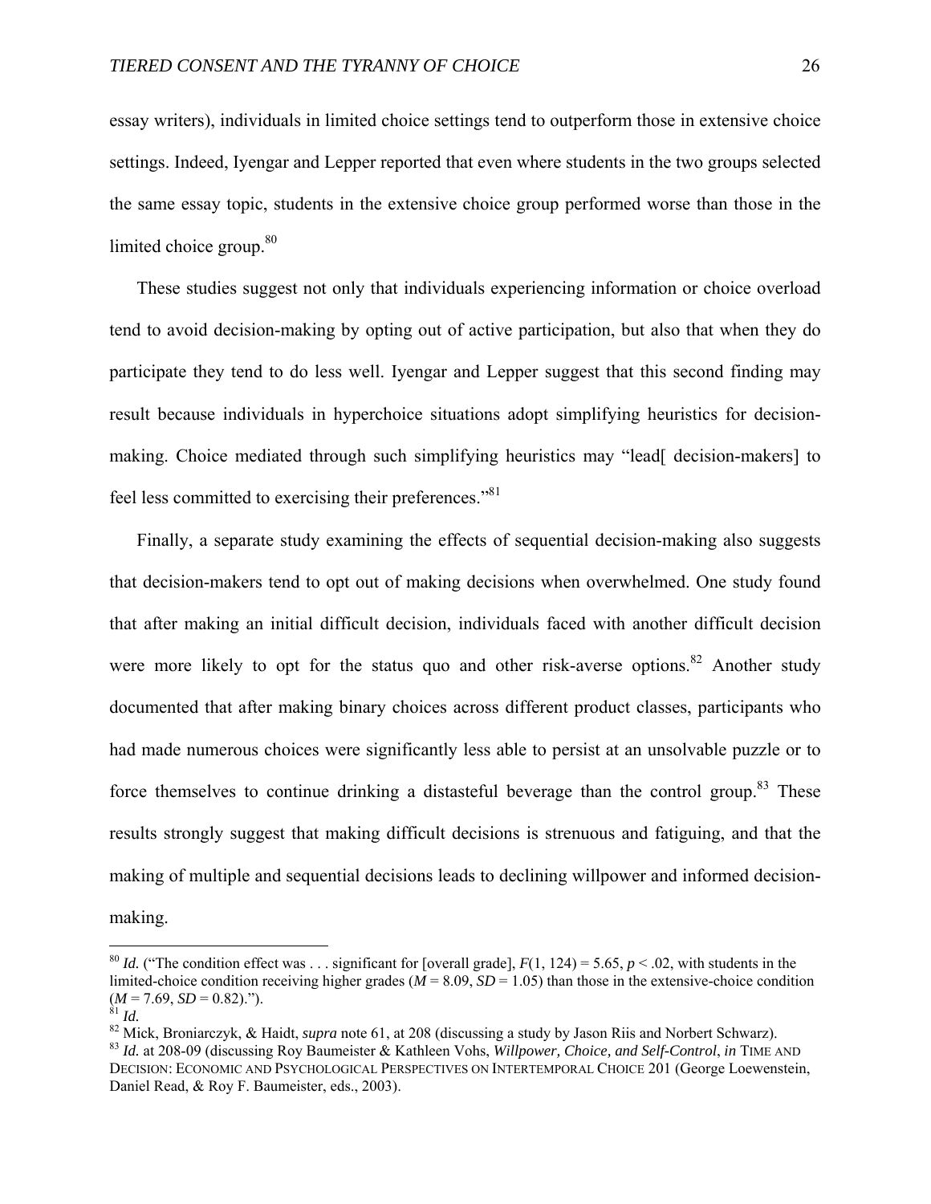essay writers), individuals in limited choice settings tend to outperform those in extensive choice settings. Indeed, Iyengar and Lepper reported that even where students in the two groups selected the same essay topic, students in the extensive choice group performed worse than those in the limited choice group.[80]

These studies suggest not only that individuals experiencing information or choice overload tend to avoid decision-making by opting out of active participation, but also that when they do participate they tend to do less well. Iyengar and Lepper suggest that this second finding may result because individuals in hyperchoice situations adopt simplifying heuristics for decision-making. Choice mediated through such simplifying heuristics may "lead[ decision-makers] to feel less committed to exercising their preferences."[81]

Finally, a separate study examining the effects of sequential decision-making also suggests that decision-makers tend to opt out of making decisions when overwhelmed. One study found that after making an initial difficult decision, individuals faced with another difficult decision were more likely to opt for the status quo and other risk-averse options.[82] Another study documented that after making binary choices across different product classes, participants who had made numerous choices were significantly less able to persist at an unsolvable puzzle or to force themselves to continue drinking a distasteful beverage than the control group.[83] These results strongly suggest that making difficult decisions is strenuous and fatiguing, and that the making of multiple and sequential decisions leads to declining willpower and informed decision-making.

---

[80] *Id.* ("The condition effect was . . . significant for [overall grade], $F(1, 124) = 5.65$, $p < .02$, with students in the limited-choice condition receiving higher grades ($M = 8.09$, $SD = 1.05$) than those in the extensive-choice condition ($M = 7.69$, $SD = 0.82$).").

[81] *Id.*

[82] Mick, Broniarczyk, & Haidt, *supra* note 61, at 208 (discussing a study by Jason Riis and Norbert Schwarz).

[83] *Id.* at 208-09 (discussing Roy Baumeister & Kathleen Vohs, *Willpower, Choice, and Self-Control*, *in* TIME AND DECISION: ECONOMIC AND PSYCHOLOGICAL PERSPECTIVES ON INTERTEMPORAL CHOICE 201 (George Loewenstein, Daniel Read, & Roy F. Baumeister, eds., 2003).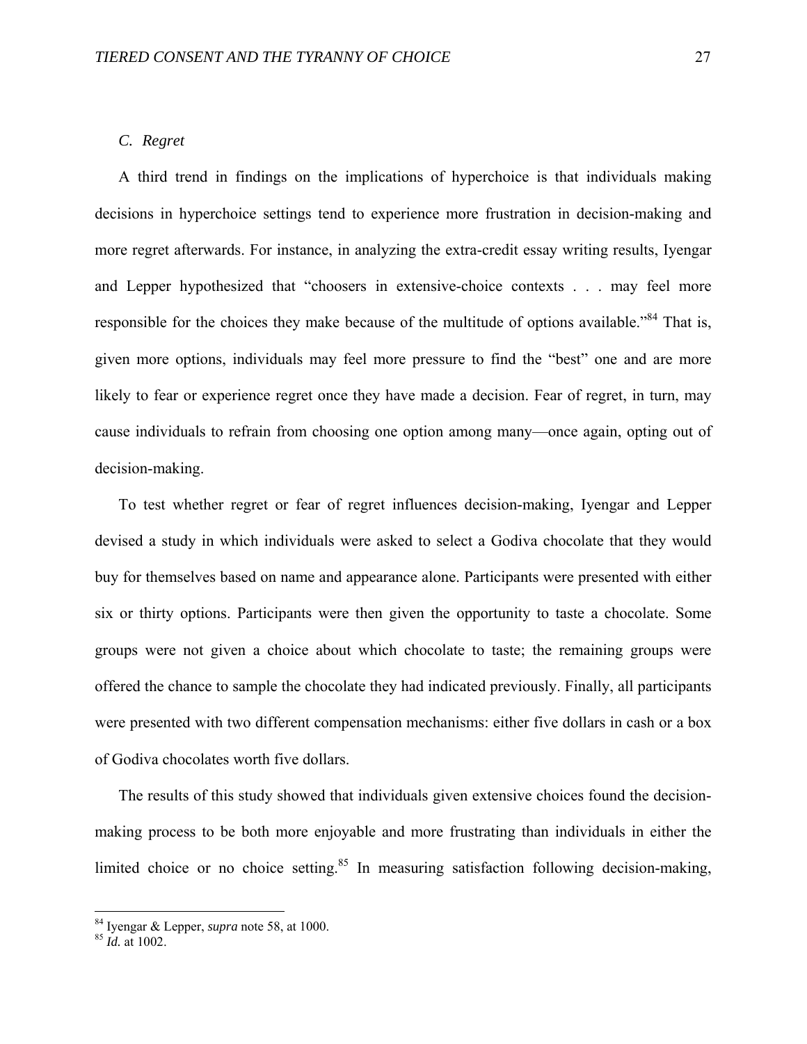### C. *Regret*

A third trend in findings on the implications of hyperchoice is that individuals making decisions in hyperchoice settings tend to experience more frustration in decision-making and more regret afterwards. For instance, in analyzing the extra-credit essay writing results, Iyengar and Lepper hypothesized that "choosers in extensive-choice contexts . . . may feel more responsible for the choices they make because of the multitude of options available."[84] That is, given more options, individuals may feel more pressure to find the "best" one and are more likely to fear or experience regret once they have made a decision. Fear of regret, in turn, may cause individuals to refrain from choosing one option among many—once again, opting out of decision-making.

To test whether regret or fear of regret influences decision-making, Iyengar and Lepper devised a study in which individuals were asked to select a Godiva chocolate that they would buy for themselves based on name and appearance alone. Participants were presented with either six or thirty options. Participants were then given the opportunity to taste a chocolate. Some groups were not given a choice about which chocolate to taste; the remaining groups were offered the chance to sample the chocolate they had indicated previously. Finally, all participants were presented with two different compensation mechanisms: either five dollars in cash or a box of Godiva chocolates worth five dollars.

The results of this study showed that individuals given extensive choices found the decision-making process to be both more enjoyable and more frustrating than individuals in either the limited choice or no choice setting.[85] In measuring satisfaction following decision-making,

---

[84] Iyengar & Lepper, *supra* note 58, at 1000.
[85] *Id.* at 1002.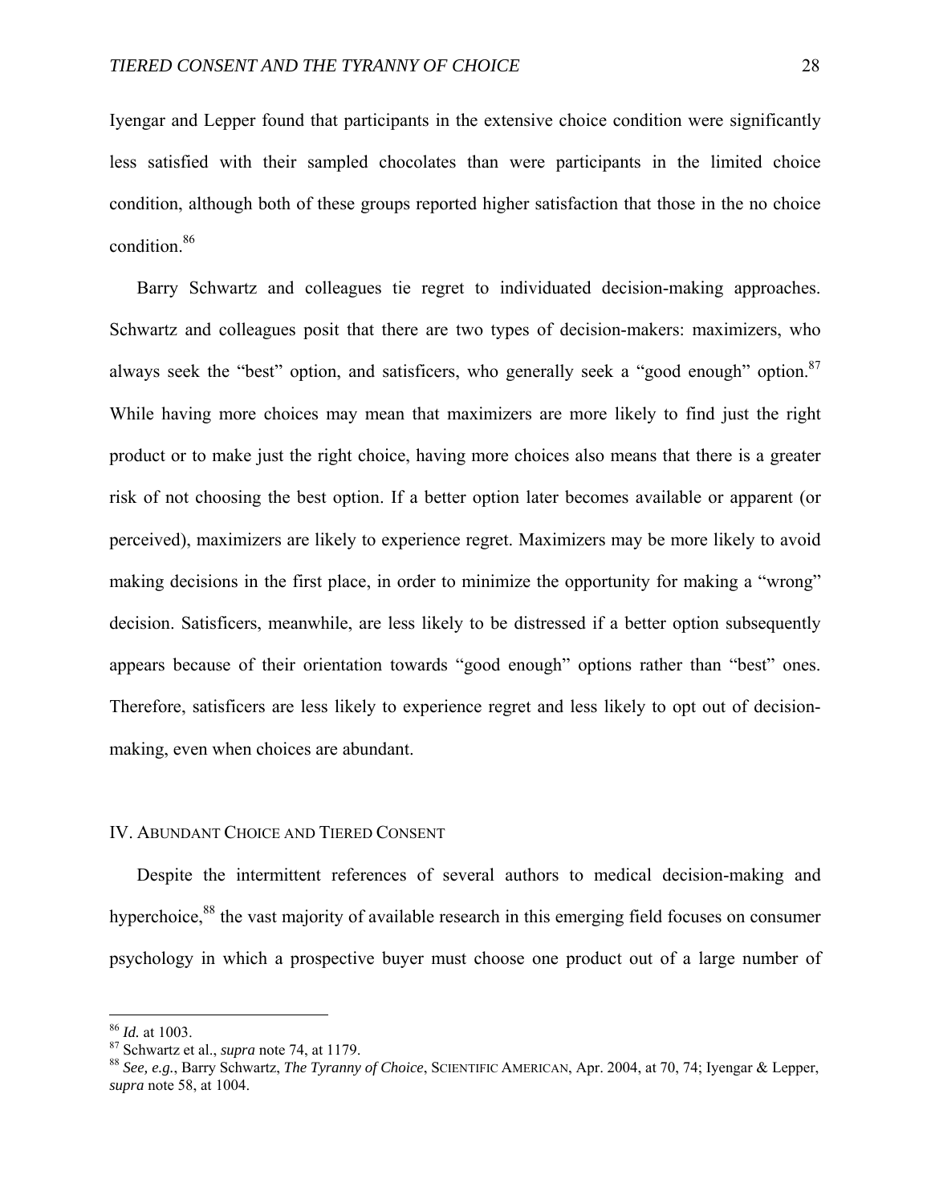Iyengar and Lepper found that participants in the extensive choice condition were significantly less satisfied with their sampled chocolates than were participants in the limited choice condition, although both of these groups reported higher satisfaction that those in the no choice condition.[86]

Barry Schwartz and colleagues tie regret to individuated decision-making approaches. Schwartz and colleagues posit that there are two types of decision-makers: maximizers, who always seek the "best" option, and satisficers, who generally seek a "good enough" option.[87] While having more choices may mean that maximizers are more likely to find just the right product or to make just the right choice, having more choices also means that there is a greater risk of not choosing the best option. If a better option later becomes available or apparent (or perceived), maximizers are likely to experience regret. Maximizers may be more likely to avoid making decisions in the first place, in order to minimize the opportunity for making a "wrong" decision. Satisficers, meanwhile, are less likely to be distressed if a better option subsequently appears because of their orientation towards "good enough" options rather than "best" ones. Therefore, satisficers are less likely to experience regret and less likely to opt out of decision-making, even when choices are abundant.

## IV. ABUNDANT CHOICE AND TIERED CONSENT

Despite the intermittent references of several authors to medical decision-making and hyperchoice,[88] the vast majority of available research in this emerging field focuses on consumer psychology in which a prospective buyer must choose one product out of a large number of

---

[86] *Id.* at 1003.

[87] Schwartz et al., *supra* note 74, at 1179.

[88] *See, e.g.*, Barry Schwartz, *The Tyranny of Choice*, SCIENTIFIC AMERICAN, Apr. 2004, at 70, 74; Iyengar & Lepper, *supra* note 58, at 1004.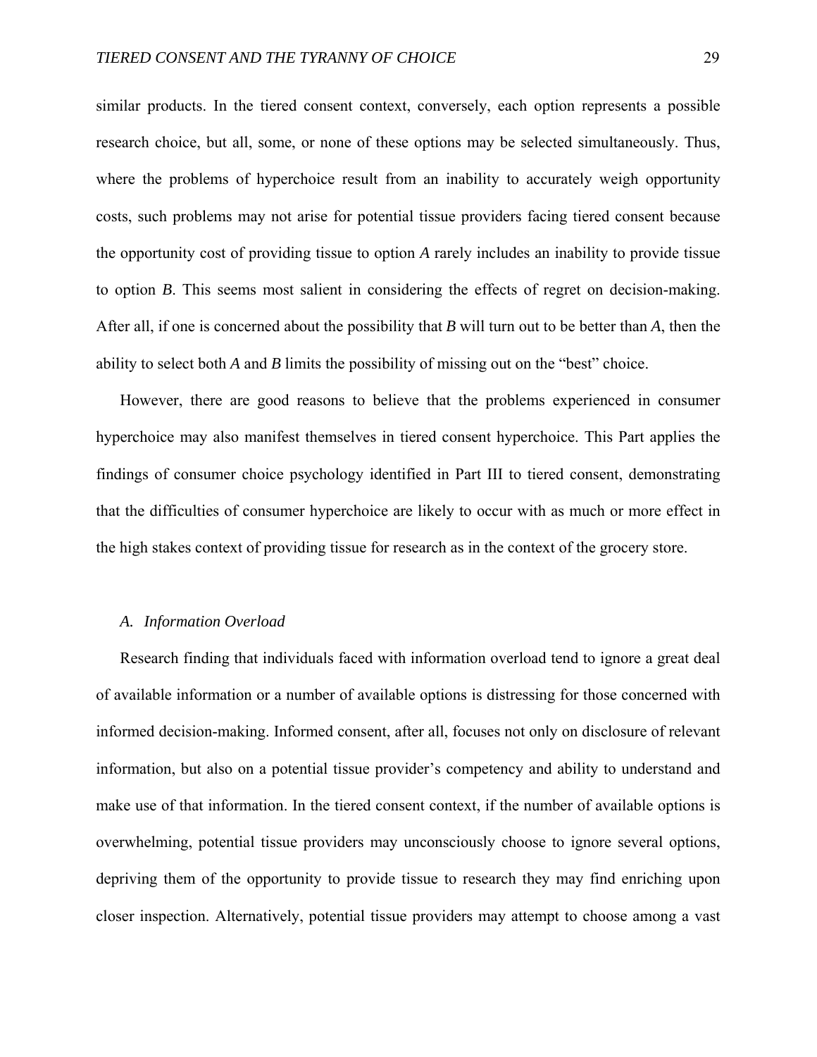similar products. In the tiered consent context, conversely, each option represents a possible research choice, but all, some, or none of these options may be selected simultaneously. Thus, where the problems of hyperchoice result from an inability to accurately weigh opportunity costs, such problems may not arise for potential tissue providers facing tiered consent because the opportunity cost of providing tissue to option *A* rarely includes an inability to provide tissue to option *B*. This seems most salient in considering the effects of regret on decision-making. After all, if one is concerned about the possibility that *B* will turn out to be better than *A*, then the ability to select both *A* and *B* limits the possibility of missing out on the "best" choice.

However, there are good reasons to believe that the problems experienced in consumer hyperchoice may also manifest themselves in tiered consent hyperchoice. This Part applies the findings of consumer choice psychology identified in Part III to tiered consent, demonstrating that the difficulties of consumer hyperchoice are likely to occur with as much or more effect in the high stakes context of providing tissue for research as in the context of the grocery store.

### *A. Information Overload*

Research finding that individuals faced with information overload tend to ignore a great deal of available information or a number of available options is distressing for those concerned with informed decision-making. Informed consent, after all, focuses not only on disclosure of relevant information, but also on a potential tissue provider's competency and ability to understand and make use of that information. In the tiered consent context, if the number of available options is overwhelming, potential tissue providers may unconsciously choose to ignore several options, depriving them of the opportunity to provide tissue to research they may find enriching upon closer inspection. Alternatively, potential tissue providers may attempt to choose among a vast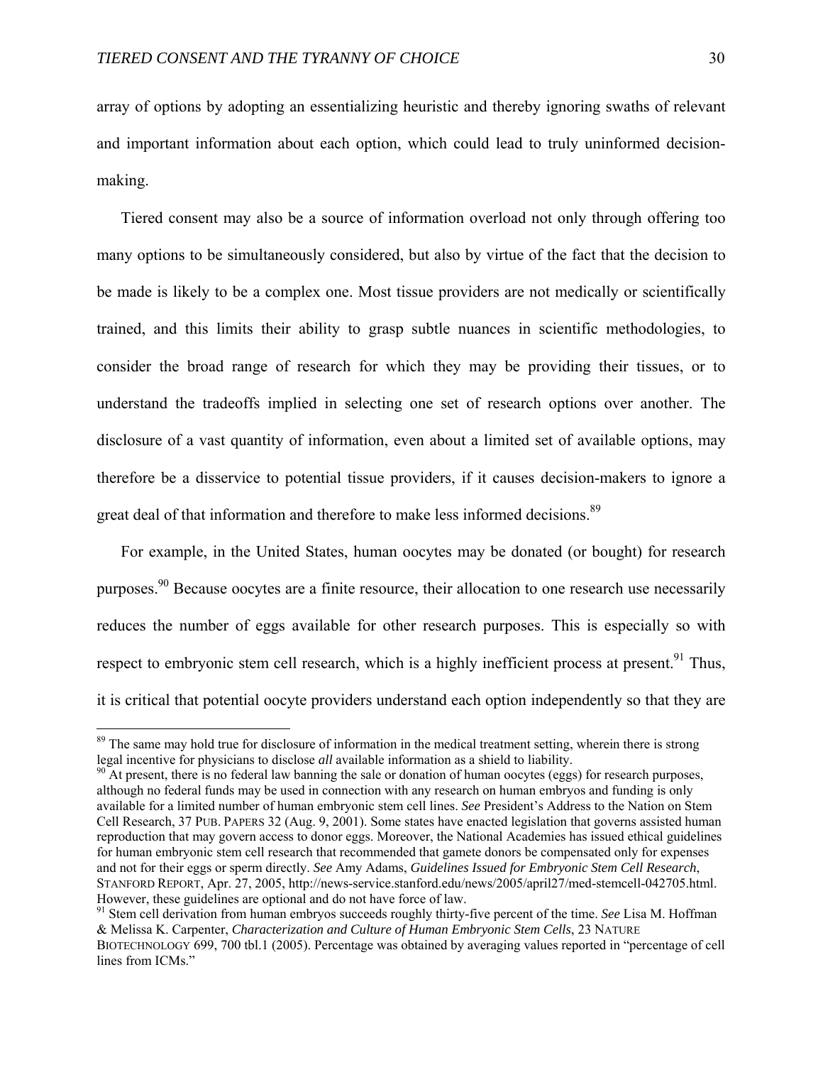array of options by adopting an essentializing heuristic and thereby ignoring swaths of relevant and important information about each option, which could lead to truly uninformed decision-making.

Tiered consent may also be a source of information overload not only through offering too many options to be simultaneously considered, but also by virtue of the fact that the decision to be made is likely to be a complex one. Most tissue providers are not medically or scientifically trained, and this limits their ability to grasp subtle nuances in scientific methodologies, to consider the broad range of research for which they may be providing their tissues, or to understand the tradeoffs implied in selecting one set of research options over another. The disclosure of a vast quantity of information, even about a limited set of available options, may therefore be a disservice to potential tissue providers, if it causes decision-makers to ignore a great deal of that information and therefore to make less informed decisions.[89]

For example, in the United States, human oocytes may be donated (or bought) for research purposes.[90] Because oocytes are a finite resource, their allocation to one research use necessarily reduces the number of eggs available for other research purposes. This is especially so with respect to embryonic stem cell research, which is a highly inefficient process at present.[91] Thus, it is critical that potential oocyte providers understand each option independently so that they are

---

[89] The same may hold true for disclosure of information in the medical treatment setting, wherein there is strong legal incentive for physicians to disclose *all* available information as a shield to liability.

[90] At present, there is no federal law banning the sale or donation of human oocytes (eggs) for research purposes, although no federal funds may be used in connection with any research on human embryos and funding is only available for a limited number of human embryonic stem cell lines. *See* President's Address to the Nation on Stem Cell Research, 37 PUB. PAPERS 32 (Aug. 9, 2001). Some states have enacted legislation that governs assisted human reproduction that may govern access to donor eggs. Moreover, the National Academies has issued ethical guidelines for human embryonic stem cell research that recommended that gamete donors be compensated only for expenses and not for their eggs or sperm directly. *See* Amy Adams, *Guidelines Issued for Embryonic Stem Cell Research*, STANFORD REPORT, Apr. 27, 2005, http://news-service.stanford.edu/news/2005/april27/med-stemcell-042705.html. However, these guidelines are optional and do not have force of law.

[91] Stem cell derivation from human embryos succeeds roughly thirty-five percent of the time. *See* Lisa M. Hoffman & Melissa K. Carpenter, *Characterization and Culture of Human Embryonic Stem Cells*, 23 NATURE BIOTECHNOLOGY 699, 700 tbl.1 (2005). Percentage was obtained by averaging values reported in "percentage of cell lines from ICMs."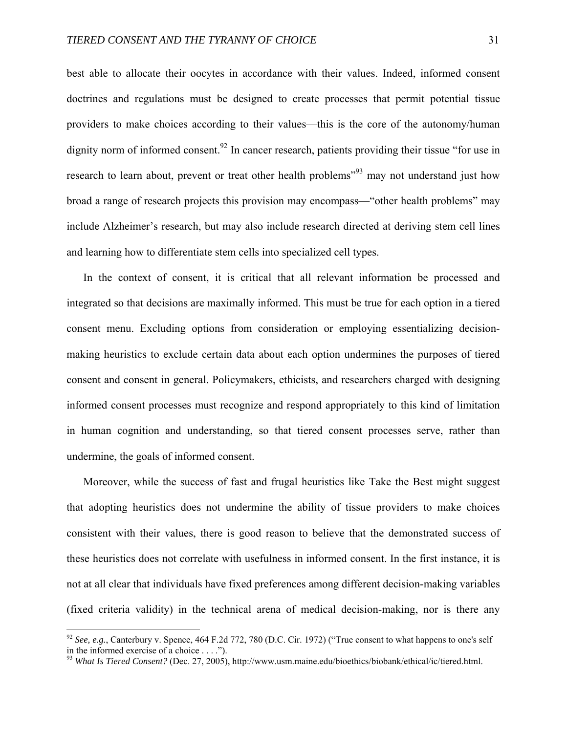best able to allocate their oocytes in accordance with their values. Indeed, informed consent doctrines and regulations must be designed to create processes that permit potential tissue providers to make choices according to their values—this is the core of the autonomy/human dignity norm of informed consent.[92] In cancer research, patients providing their tissue "for use in research to learn about, prevent or treat other health problems"[93] may not understand just how broad a range of research projects this provision may encompass—"other health problems" may include Alzheimer's research, but may also include research directed at deriving stem cell lines and learning how to differentiate stem cells into specialized cell types.

In the context of consent, it is critical that all relevant information be processed and integrated so that decisions are maximally informed. This must be true for each option in a tiered consent menu. Excluding options from consideration or employing essentializing decision-making heuristics to exclude certain data about each option undermines the purposes of tiered consent and consent in general. Policymakers, ethicists, and researchers charged with designing informed consent processes must recognize and respond appropriately to this kind of limitation in human cognition and understanding, so that tiered consent processes serve, rather than undermine, the goals of informed consent.

Moreover, while the success of fast and frugal heuristics like Take the Best might suggest that adopting heuristics does not undermine the ability of tissue providers to make choices consistent with their values, there is good reason to believe that the demonstrated success of these heuristics does not correlate with usefulness in informed consent. In the first instance, it is not at all clear that individuals have fixed preferences among different decision-making variables (fixed criteria validity) in the technical arena of medical decision-making, nor is there any

---

[92] *See, e.g.*, Canterbury v. Spence, 464 F.2d 772, 780 (D.C. Cir. 1972) ("True consent to what happens to one's self in the informed exercise of a choice . . . .").

[93] *What Is Tiered Consent?* (Dec. 27, 2005), http://www.usm.maine.edu/bioethics/biobank/ethical/ic/tiered.html.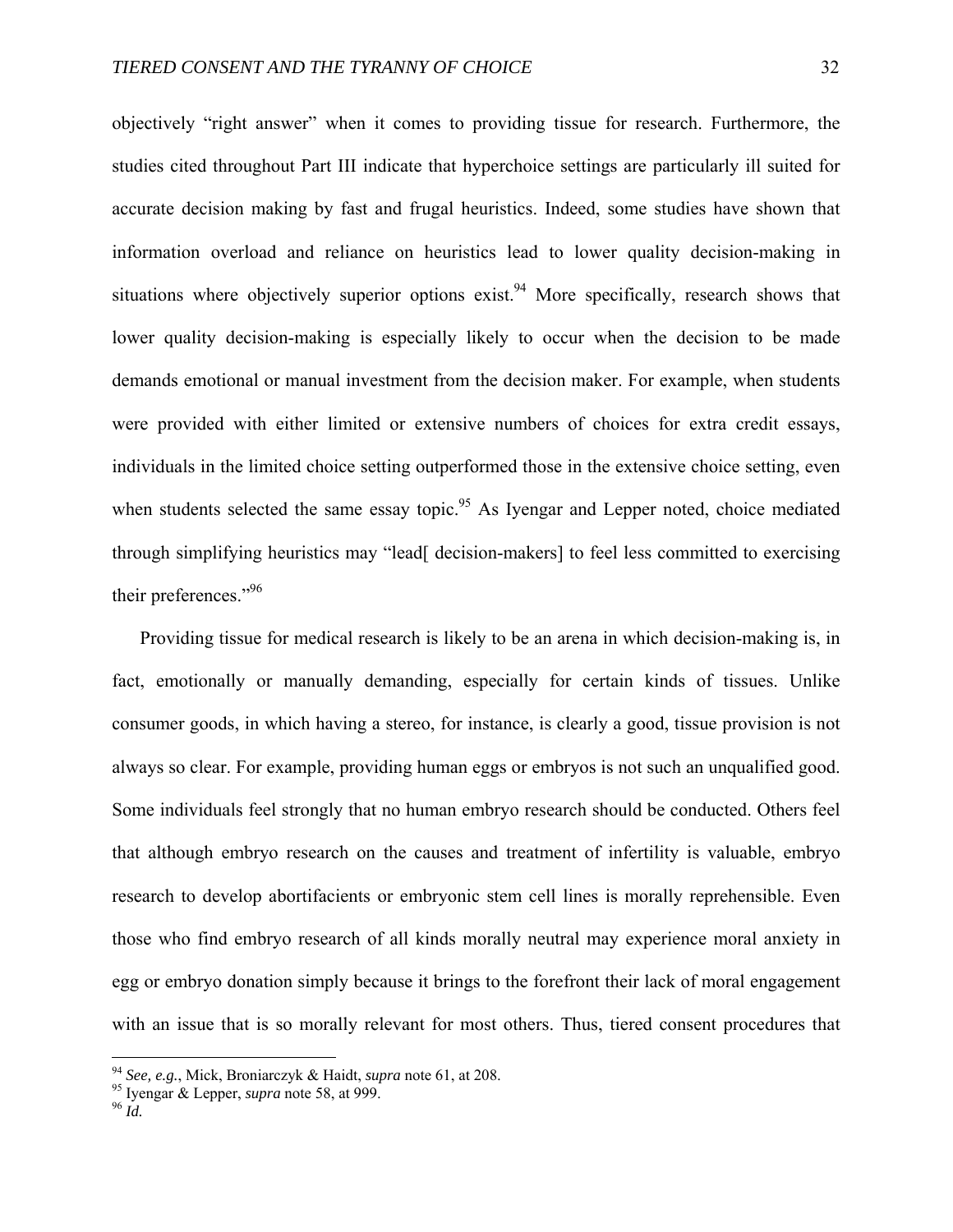objectively "right answer" when it comes to providing tissue for research. Furthermore, the studies cited throughout Part III indicate that hyperchoice settings are particularly ill suited for accurate decision making by fast and frugal heuristics. Indeed, some studies have shown that information overload and reliance on heuristics lead to lower quality decision-making in situations where objectively superior options exist.[94] More specifically, research shows that lower quality decision-making is especially likely to occur when the decision to be made demands emotional or manual investment from the decision maker. For example, when students were provided with either limited or extensive numbers of choices for extra credit essays, individuals in the limited choice setting outperformed those in the extensive choice setting, even when students selected the same essay topic.[95] As Iyengar and Lepper noted, choice mediated through simplifying heuristics may "lead[ decision-makers] to feel less committed to exercising their preferences."[96]

Providing tissue for medical research is likely to be an arena in which decision-making is, in fact, emotionally or manually demanding, especially for certain kinds of tissues. Unlike consumer goods, in which having a stereo, for instance, is clearly a good, tissue provision is not always so clear. For example, providing human eggs or embryos is not such an unqualified good. Some individuals feel strongly that no human embryo research should be conducted. Others feel that although embryo research on the causes and treatment of infertility is valuable, embryo research to develop abortifacients or embryonic stem cell lines is morally reprehensible. Even those who find embryo research of all kinds morally neutral may experience moral anxiety in egg or embryo donation simply because it brings to the forefront their lack of moral engagement with an issue that is so morally relevant for most others. Thus, tiered consent procedures that

---

[94] *See, e.g.*, Mick, Broniarczyk & Haidt, *supra* note 61, at 208.

[95] Iyengar & Lepper, *supra* note 58, at 999.

[96] *Id.*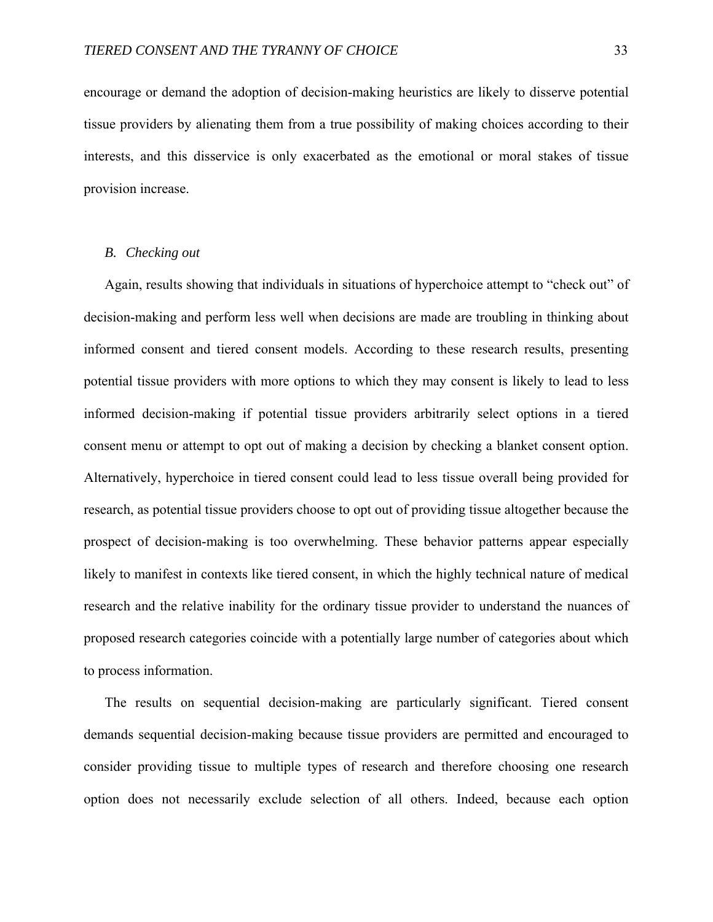encourage or demand the adoption of decision-making heuristics are likely to disserve potential tissue providers by alienating them from a true possibility of making choices according to their interests, and this disservice is only exacerbated as the emotional or moral stakes of tissue provision increase.

### *B. Checking out*

Again, results showing that individuals in situations of hyperchoice attempt to "check out" of decision-making and perform less well when decisions are made are troubling in thinking about informed consent and tiered consent models. According to these research results, presenting potential tissue providers with more options to which they may consent is likely to lead to less informed decision-making if potential tissue providers arbitrarily select options in a tiered consent menu or attempt to opt out of making a decision by checking a blanket consent option. Alternatively, hyperchoice in tiered consent could lead to less tissue overall being provided for research, as potential tissue providers choose to opt out of providing tissue altogether because the prospect of decision-making is too overwhelming. These behavior patterns appear especially likely to manifest in contexts like tiered consent, in which the highly technical nature of medical research and the relative inability for the ordinary tissue provider to understand the nuances of proposed research categories coincide with a potentially large number of categories about which to process information.

The results on sequential decision-making are particularly significant. Tiered consent demands sequential decision-making because tissue providers are permitted and encouraged to consider providing tissue to multiple types of research and therefore choosing one research option does not necessarily exclude selection of all others. Indeed, because each option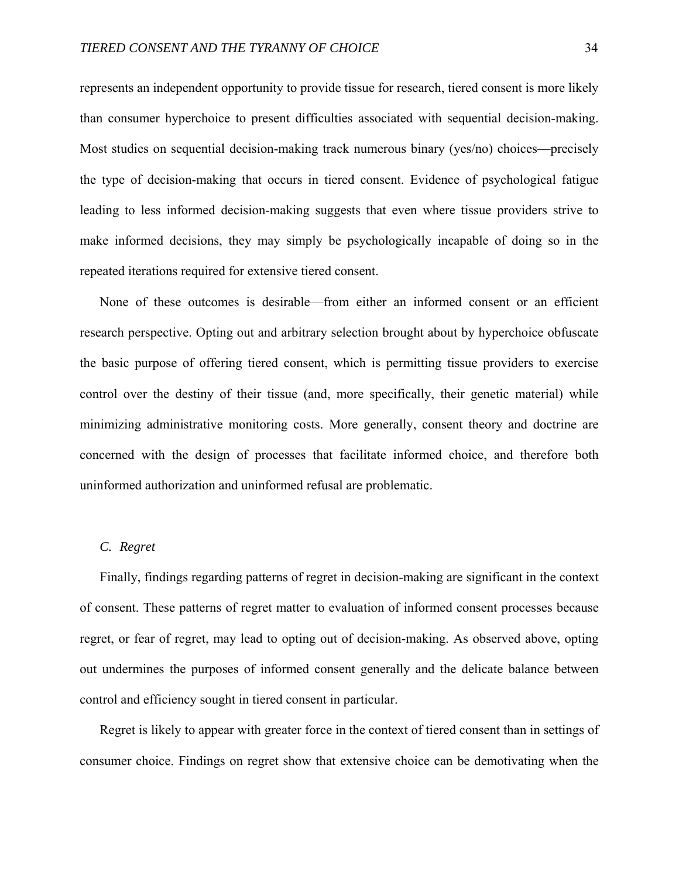represents an independent opportunity to provide tissue for research, tiered consent is more likely than consumer hyperchoice to present difficulties associated with sequential decision-making. Most studies on sequential decision-making track numerous binary (yes/no) choices—precisely the type of decision-making that occurs in tiered consent. Evidence of psychological fatigue leading to less informed decision-making suggests that even where tissue providers strive to make informed decisions, they may simply be psychologically incapable of doing so in the repeated iterations required for extensive tiered consent.

None of these outcomes is desirable—from either an informed consent or an efficient research perspective. Opting out and arbitrary selection brought about by hyperchoice obfuscate the basic purpose of offering tiered consent, which is permitting tissue providers to exercise control over the destiny of their tissue (and, more specifically, their genetic material) while minimizing administrative monitoring costs. More generally, consent theory and doctrine are concerned with the design of processes that facilitate informed choice, and therefore both uninformed authorization and uninformed refusal are problematic.

### *C. Regret*

Finally, findings regarding patterns of regret in decision-making are significant in the context of consent. These patterns of regret matter to evaluation of informed consent processes because regret, or fear of regret, may lead to opting out of decision-making. As observed above, opting out undermines the purposes of informed consent generally and the delicate balance between control and efficiency sought in tiered consent in particular.

Regret is likely to appear with greater force in the context of tiered consent than in settings of consumer choice. Findings on regret show that extensive choice can be demotivating when the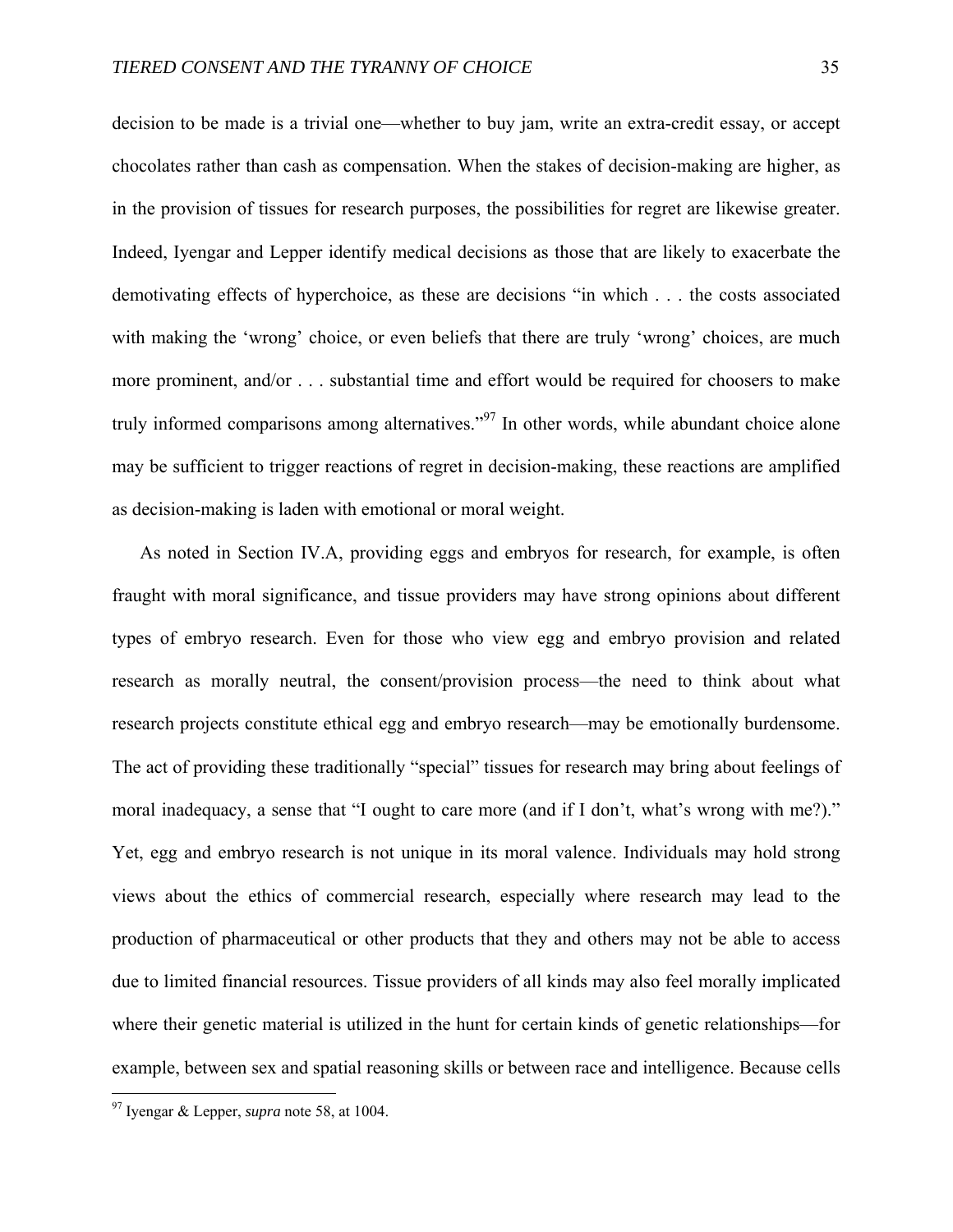decision to be made is a trivial one—whether to buy jam, write an extra-credit essay, or accept chocolates rather than cash as compensation. When the stakes of decision-making are higher, as in the provision of tissues for research purposes, the possibilities for regret are likewise greater. Indeed, Iyengar and Lepper identify medical decisions as those that are likely to exacerbate the demotivating effects of hyperchoice, as these are decisions "in which . . . the costs associated with making the 'wrong' choice, or even beliefs that there are truly 'wrong' choices, are much more prominent, and/or . . . substantial time and effort would be required for choosers to make truly informed comparisons among alternatives."[97] In other words, while abundant choice alone may be sufficient to trigger reactions of regret in decision-making, these reactions are amplified as decision-making is laden with emotional or moral weight.

As noted in Section IV.A, providing eggs and embryos for research, for example, is often fraught with moral significance, and tissue providers may have strong opinions about different types of embryo research. Even for those who view egg and embryo provision and related research as morally neutral, the consent/provision process—the need to think about what research projects constitute ethical egg and embryo research—may be emotionally burdensome. The act of providing these traditionally "special" tissues for research may bring about feelings of moral inadequacy, a sense that "I ought to care more (and if I don't, what's wrong with me?)." Yet, egg and embryo research is not unique in its moral valence. Individuals may hold strong views about the ethics of commercial research, especially where research may lead to the production of pharmaceutical or other products that they and others may not be able to access due to limited financial resources. Tissue providers of all kinds may also feel morally implicated where their genetic material is utilized in the hunt for certain kinds of genetic relationships—for example, between sex and spatial reasoning skills or between race and intelligence. Because cells

[97] Iyengar & Lepper, *supra* note 58, at 1004.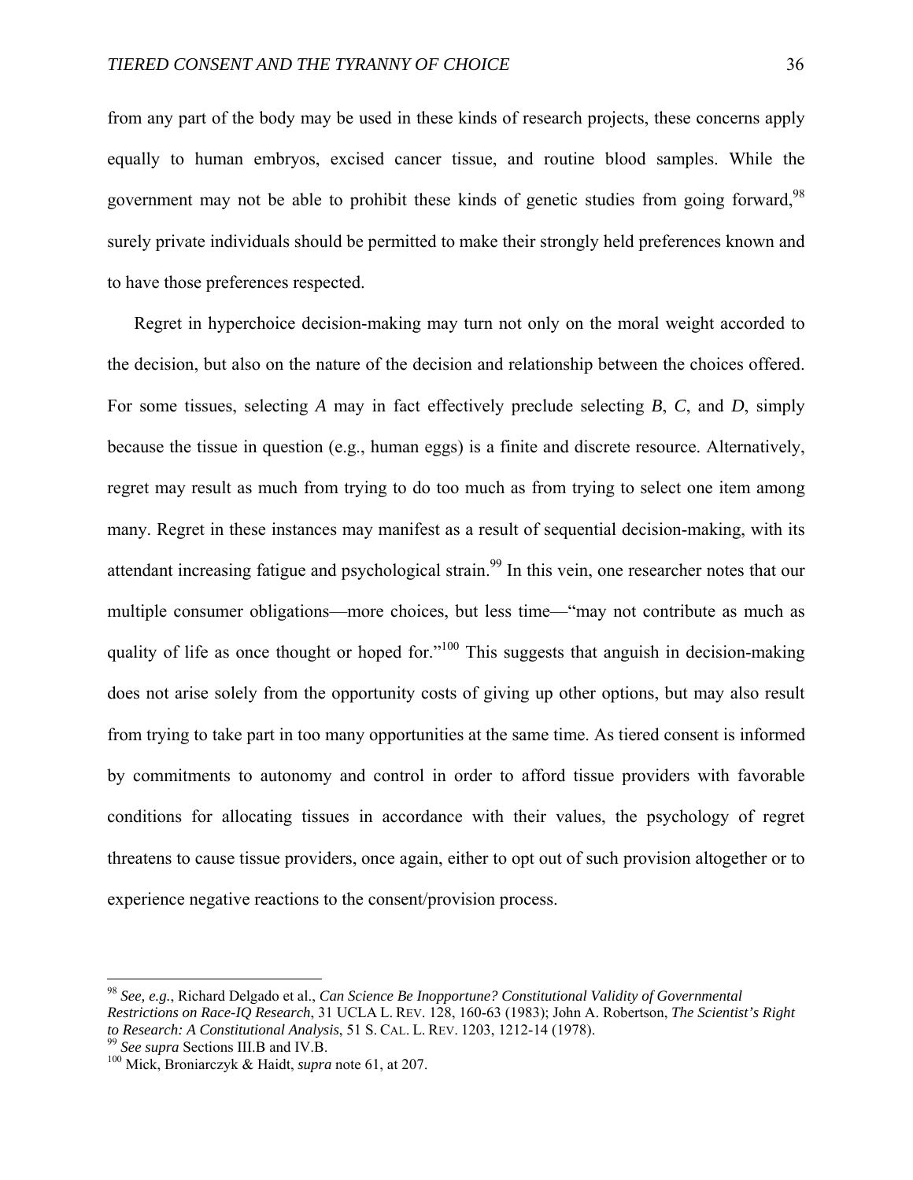from any part of the body may be used in these kinds of research projects, these concerns apply equally to human embryos, excised cancer tissue, and routine blood samples. While the government may not be able to prohibit these kinds of genetic studies from going forward,[98] surely private individuals should be permitted to make their strongly held preferences known and to have those preferences respected.

Regret in hyperchoice decision-making may turn not only on the moral weight accorded to the decision, but also on the nature of the decision and relationship between the choices offered. For some tissues, selecting *A* may in fact effectively preclude selecting *B*, *C*, and *D*, simply because the tissue in question (e.g., human eggs) is a finite and discrete resource. Alternatively, regret may result as much from trying to do too much as from trying to select one item among many. Regret in these instances may manifest as a result of sequential decision-making, with its attendant increasing fatigue and psychological strain.[99] In this vein, one researcher notes that our multiple consumer obligations—more choices, but less time—"may not contribute as much as quality of life as once thought or hoped for."[100] This suggests that anguish in decision-making does not arise solely from the opportunity costs of giving up other options, but may also result from trying to take part in too many opportunities at the same time. As tiered consent is informed by commitments to autonomy and control in order to afford tissue providers with favorable conditions for allocating tissues in accordance with their values, the psychology of regret threatens to cause tissue providers, once again, either to opt out of such provision altogether or to experience negative reactions to the consent/provision process.

---

[98] *See, e.g.*, Richard Delgado et al., *Can Science Be Inopportune? Constitutional Validity of Governmental Restrictions on Race-IQ Research*, 31 UCLA L. REV. 128, 160-63 (1983); John A. Robertson, *The Scientist's Right to Research: A Constitutional Analysis*, 51 S. CAL. L. REV. 1203, 1212-14 (1978).

[99] *See supra* Sections III.B and IV.B.

[100] Mick, Broniarczyk & Haidt, *supra* note 61, at 207.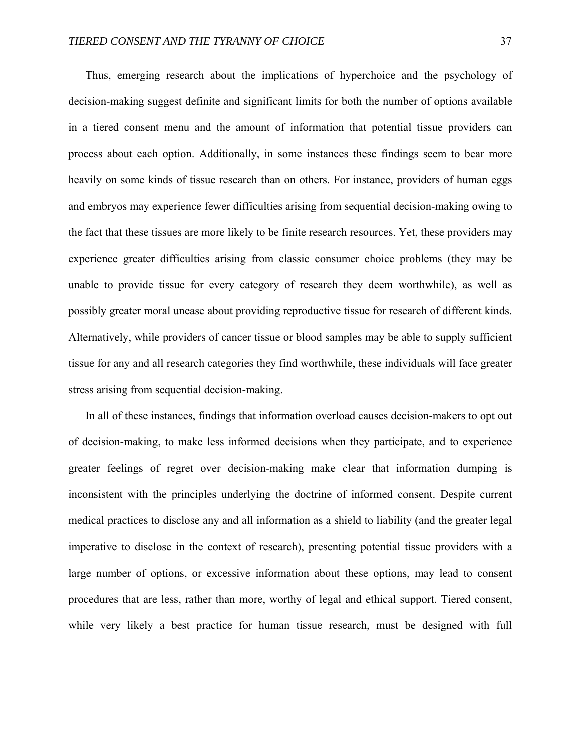Thus, emerging research about the implications of hyperchoice and the psychology of decision-making suggest definite and significant limits for both the number of options available in a tiered consent menu and the amount of information that potential tissue providers can process about each option. Additionally, in some instances these findings seem to bear more heavily on some kinds of tissue research than on others. For instance, providers of human eggs and embryos may experience fewer difficulties arising from sequential decision-making owing to the fact that these tissues are more likely to be finite research resources. Yet, these providers may experience greater difficulties arising from classic consumer choice problems (they may be unable to provide tissue for every category of research they deem worthwhile), as well as possibly greater moral unease about providing reproductive tissue for research of different kinds. Alternatively, while providers of cancer tissue or blood samples may be able to supply sufficient tissue for any and all research categories they find worthwhile, these individuals will face greater stress arising from sequential decision-making.

In all of these instances, findings that information overload causes decision-makers to opt out of decision-making, to make less informed decisions when they participate, and to experience greater feelings of regret over decision-making make clear that information dumping is inconsistent with the principles underlying the doctrine of informed consent. Despite current medical practices to disclose any and all information as a shield to liability (and the greater legal imperative to disclose in the context of research), presenting potential tissue providers with a large number of options, or excessive information about these options, may lead to consent procedures that are less, rather than more, worthy of legal and ethical support. Tiered consent, while very likely a best practice for human tissue research, must be designed with full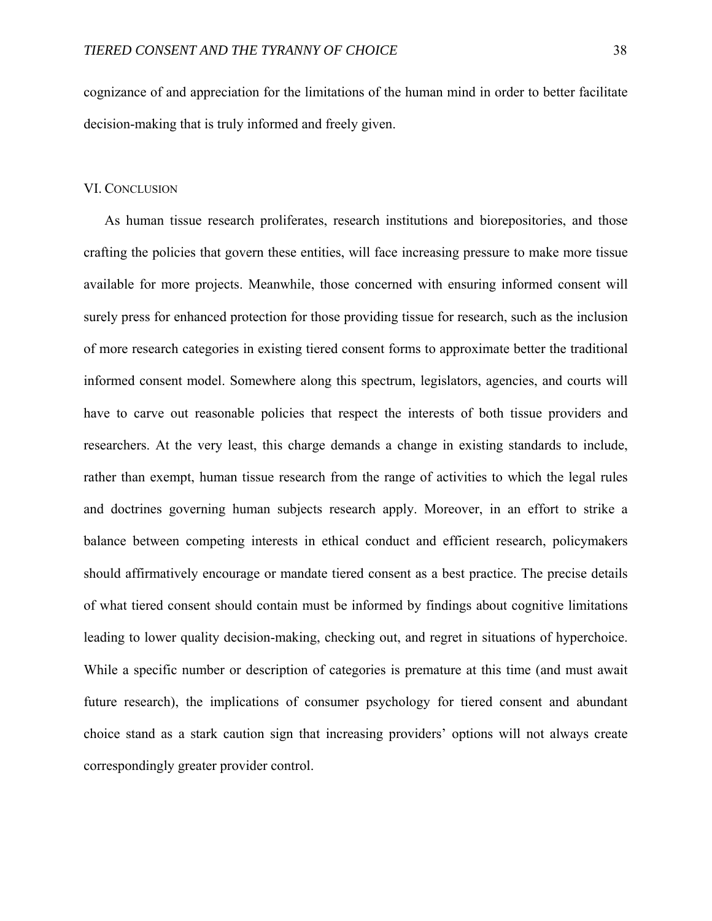cognizance of and appreciation for the limitations of the human mind in order to better facilitate decision-making that is truly informed and freely given.

## VI. Conclusion

As human tissue research proliferates, research institutions and biorepositories, and those crafting the policies that govern these entities, will face increasing pressure to make more tissue available for more projects. Meanwhile, those concerned with ensuring informed consent will surely press for enhanced protection for those providing tissue for research, such as the inclusion of more research categories in existing tiered consent forms to approximate better the traditional informed consent model. Somewhere along this spectrum, legislators, agencies, and courts will have to carve out reasonable policies that respect the interests of both tissue providers and researchers. At the very least, this charge demands a change in existing standards to include, rather than exempt, human tissue research from the range of activities to which the legal rules and doctrines governing human subjects research apply. Moreover, in an effort to strike a balance between competing interests in ethical conduct and efficient research, policymakers should affirmatively encourage or mandate tiered consent as a best practice. The precise details of what tiered consent should contain must be informed by findings about cognitive limitations leading to lower quality decision-making, checking out, and regret in situations of hyperchoice. While a specific number or description of categories is premature at this time (and must await future research), the implications of consumer psychology for tiered consent and abundant choice stand as a stark caution sign that increasing providers' options will not always create correspondingly greater provider control.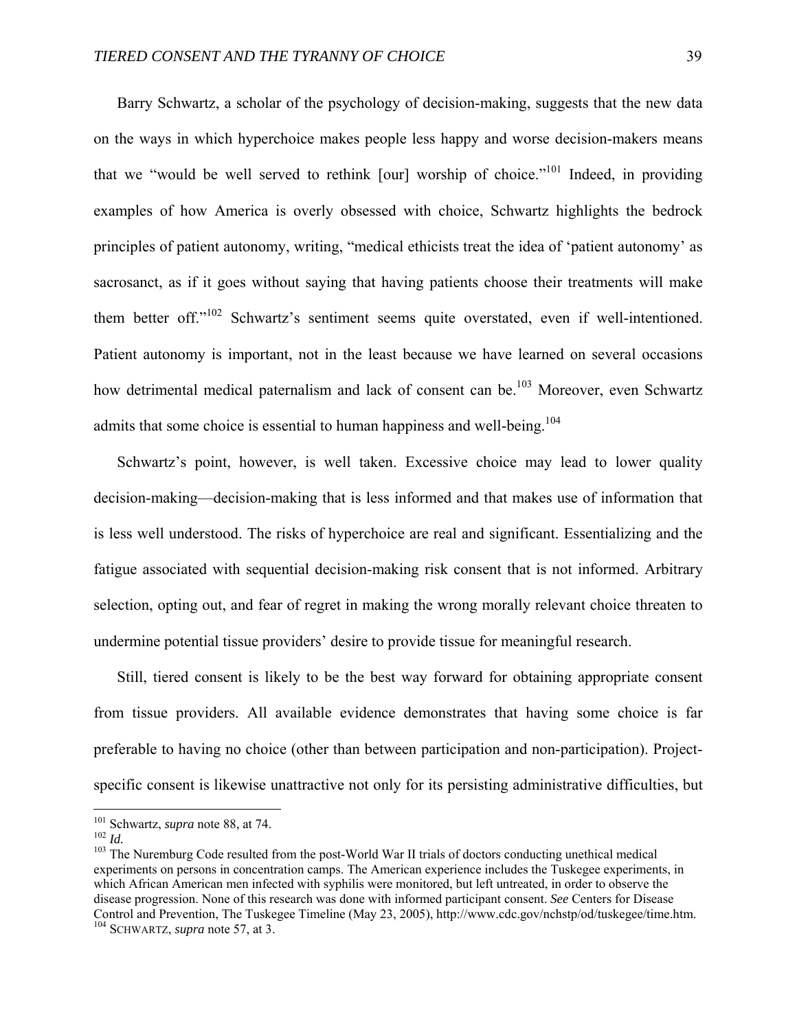Barry Schwartz, a scholar of the psychology of decision-making, suggests that the new data on the ways in which hyperchoice makes people less happy and worse decision-makers means that we "would be well served to rethink [our] worship of choice."[101] Indeed, in providing examples of how America is overly obsessed with choice, Schwartz highlights the bedrock principles of patient autonomy, writing, "medical ethicists treat the idea of 'patient autonomy' as sacrosanct, as if it goes without saying that having patients choose their treatments will make them better off."[102] Schwartz's sentiment seems quite overstated, even if well-intentioned. Patient autonomy is important, not in the least because we have learned on several occasions how detrimental medical paternalism and lack of consent can be.[103] Moreover, even Schwartz admits that some choice is essential to human happiness and well-being.[104]

Schwartz's point, however, is well taken. Excessive choice may lead to lower quality decision-making—decision-making that is less informed and that makes use of information that is less well understood. The risks of hyperchoice are real and significant. Essentializing and the fatigue associated with sequential decision-making risk consent that is not informed. Arbitrary selection, opting out, and fear of regret in making the wrong morally relevant choice threaten to undermine potential tissue providers' desire to provide tissue for meaningful research.

Still, tiered consent is likely to be the best way forward for obtaining appropriate consent from tissue providers. All available evidence demonstrates that having some choice is far preferable to having no choice (other than between participation and non-participation). Project-specific consent is likewise unattractive not only for its persisting administrative difficulties, but

---

[101] Schwartz, *supra* note 88, at 74.

[102] *Id.*

[103] The Nuremburg Code resulted from the post-World War II trials of doctors conducting unethical medical experiments on persons in concentration camps. The American experience includes the Tuskegee experiments, in which African American men infected with syphilis were monitored, but left untreated, in order to observe the disease progression. None of this research was done with informed participant consent. *See* Centers for Disease Control and Prevention, The Tuskegee Timeline (May 23, 2005), http://www.cdc.gov/nchstp/od/tuskegee/time.htm.

[104] SCHWARTZ, *supra* note 57, at 3.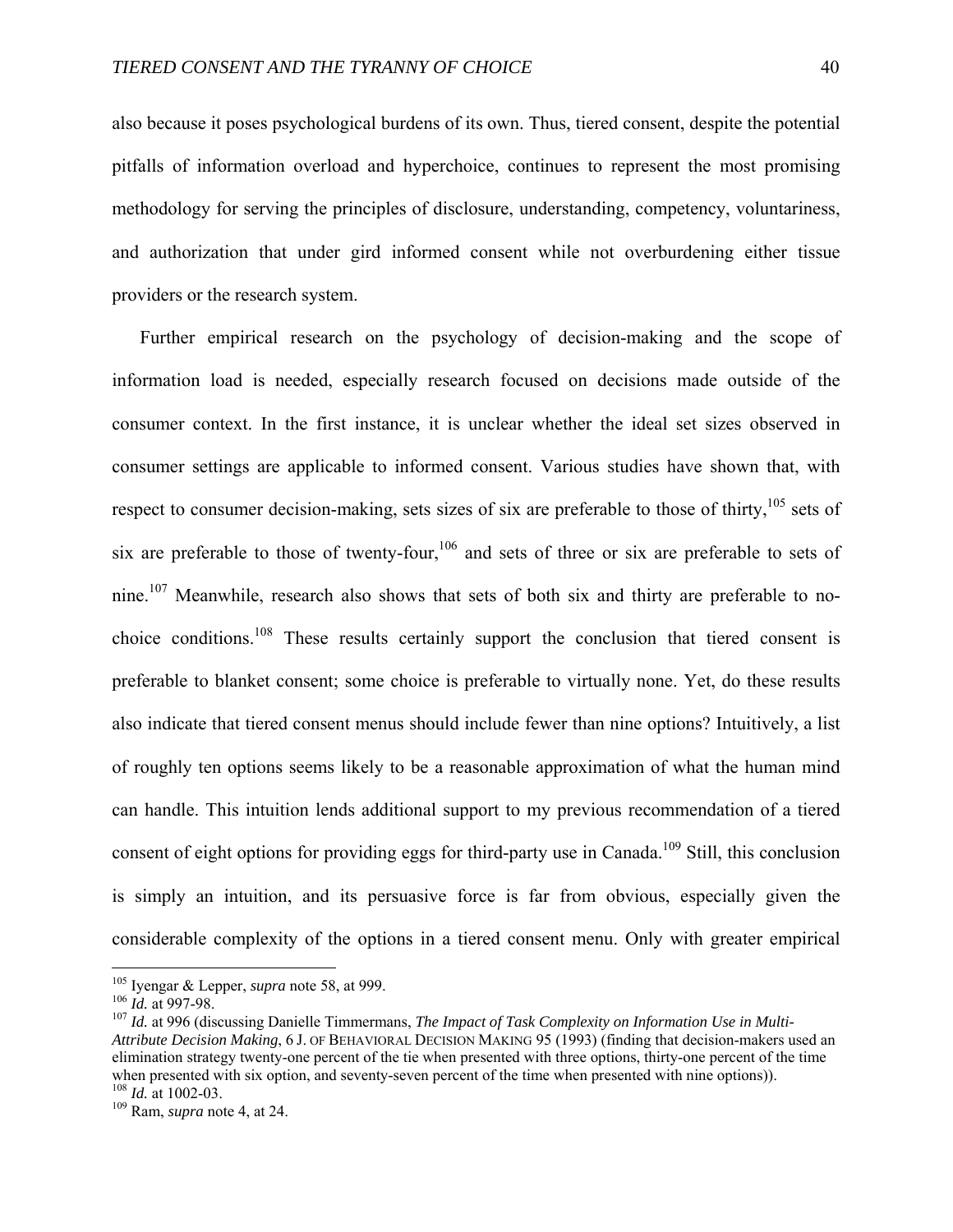also because it poses psychological burdens of its own. Thus, tiered consent, despite the potential pitfalls of information overload and hyperchoice, continues to represent the most promising methodology for serving the principles of disclosure, understanding, competency, voluntariness, and authorization that under gird informed consent while not overburdening either tissue providers or the research system.

Further empirical research on the psychology of decision-making and the scope of information load is needed, especially research focused on decisions made outside of the consumer context. In the first instance, it is unclear whether the ideal set sizes observed in consumer settings are applicable to informed consent. Various studies have shown that, with respect to consumer decision-making, sets sizes of six are preferable to those of thirty,[105] sets of six are preferable to those of twenty-four,[106] and sets of three or six are preferable to sets of nine.[107] Meanwhile, research also shows that sets of both six and thirty are preferable to no-choice conditions.[108] These results certainly support the conclusion that tiered consent is preferable to blanket consent; some choice is preferable to virtually none. Yet, do these results also indicate that tiered consent menus should include fewer than nine options? Intuitively, a list of roughly ten options seems likely to be a reasonable approximation of what the human mind can handle. This intuition lends additional support to my previous recommendation of a tiered consent of eight options for providing eggs for third-party use in Canada.[109] Still, this conclusion is simply an intuition, and its persuasive force is far from obvious, especially given the considerable complexity of the options in a tiered consent menu. Only with greater empirical

---

[105] Iyengar & Lepper, *supra* note 58, at 999.

[106] *Id.* at 997-98.

[107] *Id.* at 996 (discussing Danielle Timmermans, *The Impact of Task Complexity on Information Use in Multi-Attribute Decision Making*, 6 J. OF BEHAVIORAL DECISION MAKING 95 (1993) (finding that decision-makers used an elimination strategy twenty-one percent of the tie when presented with three options, thirty-one percent of the time when presented with six option, and seventy-seven percent of the time when presented with nine options)).

[108] *Id.* at 1002-03.

[109] Ram, *supra* note 4, at 24.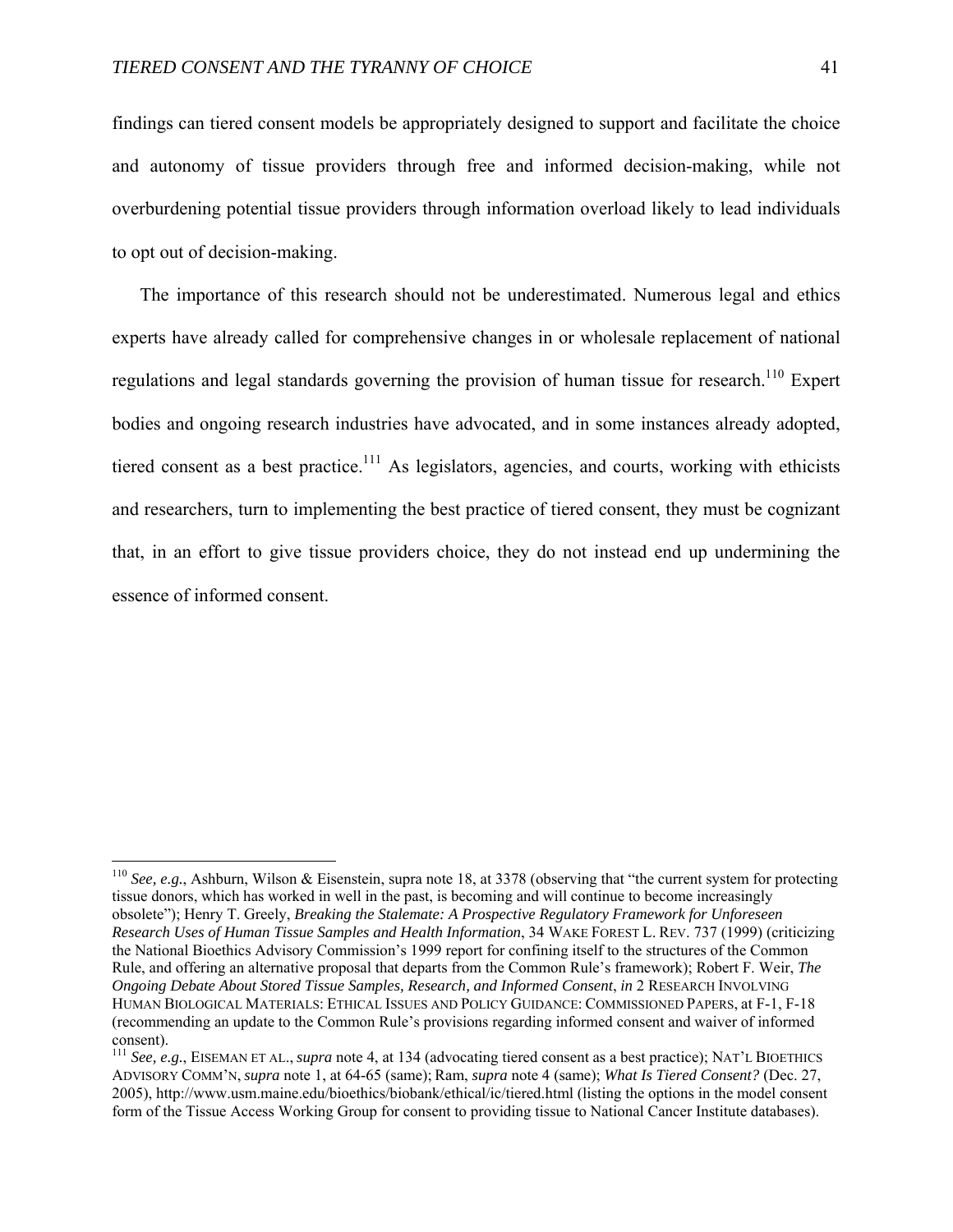findings can tiered consent models be appropriately designed to support and facilitate the choice and autonomy of tissue providers through free and informed decision-making, while not overburdening potential tissue providers through information overload likely to lead individuals to opt out of decision-making.

The importance of this research should not be underestimated. Numerous legal and ethics experts have already called for comprehensive changes in or wholesale replacement of national regulations and legal standards governing the provision of human tissue for research.[110] Expert bodies and ongoing research industries have advocated, and in some instances already adopted, tiered consent as a best practice.[111] As legislators, agencies, and courts, working with ethicists and researchers, turn to implementing the best practice of tiered consent, they must be cognizant that, in an effort to give tissue providers choice, they do not instead end up undermining the essence of informed consent.

---

[110] *See, e.g.*, Ashburn, Wilson & Eisenstein, supra note 18, at 3378 (observing that "the current system for protecting tissue donors, which has worked in well in the past, is becoming and will continue to become increasingly obsolete"); Henry T. Greely, *Breaking the Stalemate: A Prospective Regulatory Framework for Unforeseen Research Uses of Human Tissue Samples and Health Information*, 34 WAKE FOREST L. REV. 737 (1999) (criticizing the National Bioethics Advisory Commission's 1999 report for confining itself to the structures of the Common Rule, and offering an alternative proposal that departs from the Common Rule's framework); Robert F. Weir, *The Ongoing Debate About Stored Tissue Samples, Research, and Informed Consent*, *in* 2 RESEARCH INVOLVING HUMAN BIOLOGICAL MATERIALS: ETHICAL ISSUES AND POLICY GUIDANCE: COMMISSIONED PAPERS, at F-1, F-18 (recommending an update to the Common Rule's provisions regarding informed consent and waiver of informed consent).

[111] *See, e.g.*, EISEMAN ET AL., *supra* note 4, at 134 (advocating tiered consent as a best practice); NAT'L BIOETHICS ADVISORY COMM'N, *supra* note 1, at 64-65 (same); Ram, *supra* note 4 (same); *What Is Tiered Consent?* (Dec. 27, 2005), http://www.usm.maine.edu/bioethics/biobank/ethical/ic/tiered.html (listing the options in the model consent form of the Tissue Access Working Group for consent to providing tissue to National Cancer Institute databases).